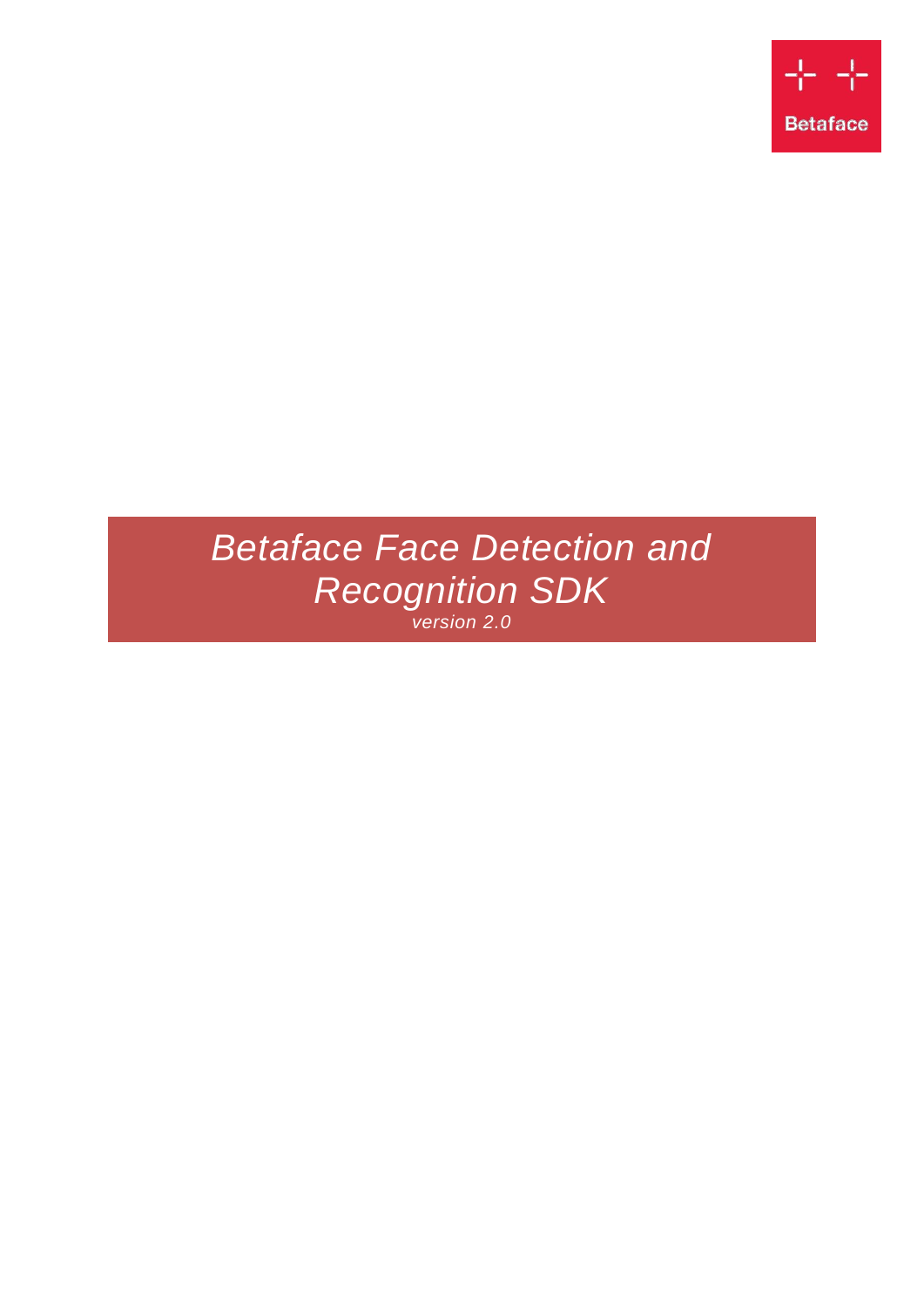Betaface

# *Betaface Face Detection and Recognition SDK*

*version 2.0*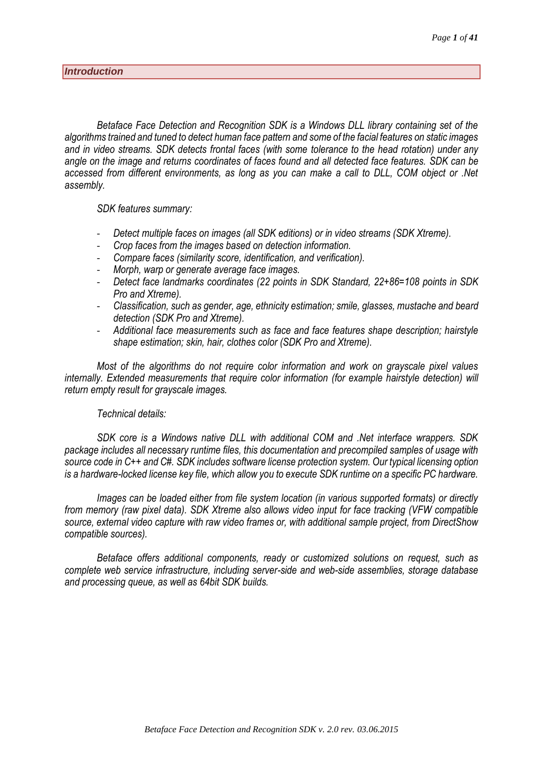## *Introduction*

*Betaface Face Detection and Recognition SDK is a Windows DLL library containing set of the algorithms trained and tuned to detect human face pattern and some of the facial features on static images and in video streams. SDK detects frontal faces (with some tolerance to the head rotation) under any angle on the image and returns coordinates of faces found and all detected face features. SDK can be accessed from different environments, as long as you can make a call to DLL, COM object or .Net assembly.*

*SDK features summary:*

- *Detect multiple faces on images (all SDK editions) or in video streams (SDK Xtreme).*
- *Crop faces from the images based on detection information.*
- *Compare faces (similarity score, identification, and verification).*
- *Morph, warp or generate average face images.*
- *Detect face landmarks coordinates (22 points in SDK Standard, 22+86=108 points in SDK Pro and Xtreme).*
- *Classification, such as gender, age, ethnicity estimation; smile, glasses, mustache and beard detection (SDK Pro and Xtreme).*
- *Additional face measurements such as face and face features shape description; hairstyle shape estimation; skin, hair, clothes color (SDK Pro and Xtreme).*

*Most of the algorithms do not require color information and work on grayscale pixel values internally. Extended measurements that require color information (for example hairstyle detection) will return empty result for grayscale images.*

*Technical details:*

*SDK core is a Windows native DLL with additional COM and .Net interface wrappers. SDK package includes all necessary runtime files, this documentation and precompiled samples of usage with source code in C++ and C#. SDK includes software license protection system. Our typical licensing option is a hardware-locked license key file, which allow you to execute SDK runtime on a specific PC hardware.*

*Images can be loaded either from file system location (in various supported formats) or directly from memory (raw pixel data). SDK Xtreme also allows video input for face tracking (VFW compatible source, external video capture with raw video frames or, with additional sample project, from DirectShow compatible sources).*

*Betaface offers additional components, ready or customized solutions on request, such as complete web service infrastructure, including server-side and web-side assemblies, storage database and processing queue, as well as 64bit SDK builds.*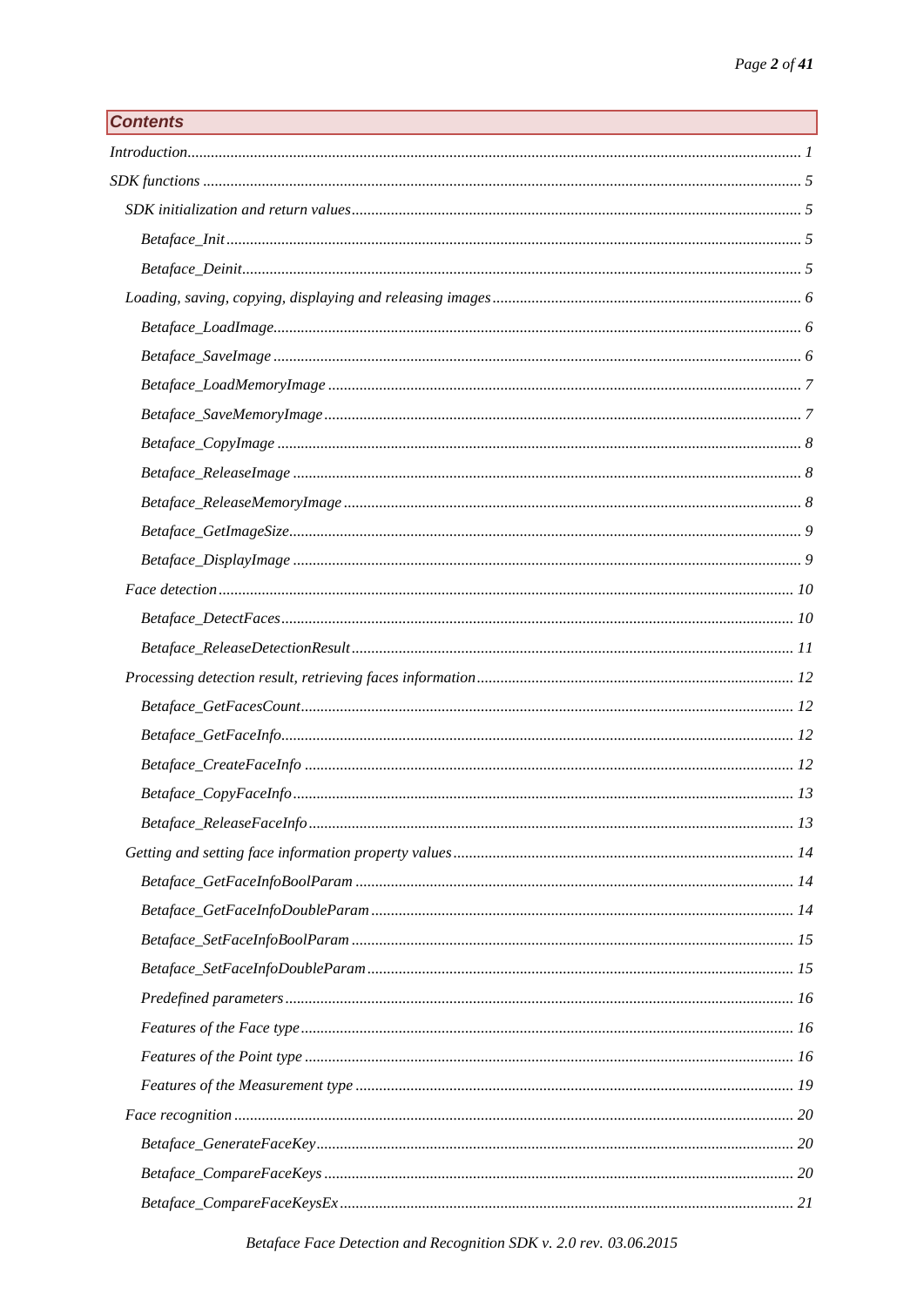## Contents

- Introduction ... 1
- SDK functions ... 5
  - SDK initialization and return values ... 5
    - Betaface_Init ... 5
    - Betaface_Deinit ... 5
  - Loading, saving, copying, displaying and releasing images ... 6
    - Betaface_LoadImage ... 6
    - Betaface_SaveImage ... 6
    - Betaface_LoadMemoryImage ... 7
    - Betaface_SaveMemoryImage ... 7
    - Betaface_CopyImage ... 8
    - Betaface_ReleaseImage ... 8
    - Betaface_ReleaseMemoryImage ... 8
    - Betaface_GetImageSize ... 9
    - Betaface_DisplayImage ... 9
  - Face detection ... 10
    - Betaface_DetectFaces ... 10
    - Betaface_ReleaseDetectionResult ... 11
  - Processing detection result, retrieving faces information ... 12
    - Betaface_GetFacesCount ... 12
    - Betaface_GetFaceInfo ... 12
    - Betaface_CreateFaceInfo ... 12
    - Betaface_CopyFaceInfo ... 13
    - Betaface_ReleaseFaceInfo ... 13
  - Getting and setting face information property values ... 14
    - Betaface_GetFaceInfoBoolParam ... 14
    - Betaface_GetFaceInfoDoubleParam ... 14
    - Betaface_SetFaceInfoBoolParam ... 15
    - Betaface_SetFaceInfoDoubleParam ... 15
    - Predefined parameters ... 16
    - Features of the Face type ... 16
    - Features of the Point type ... 16
    - Features of the Measurement type ... 19
  - Face recognition ... 20
    - Betaface_GenerateFaceKey ... 20
    - Betaface_CompareFaceKeys ... 20
    - Betaface_CompareFaceKeysEx ... 21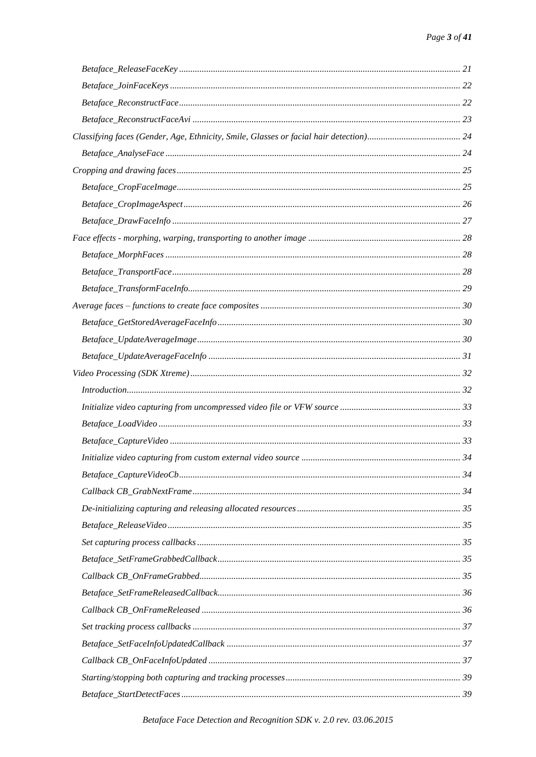*Betaface_ReleaseFaceKey* ........ 21
*Betaface_JoinFaceKeys* ........ 22
*Betaface_ReconstructFace* ........ 22
*Betaface_ReconstructFaceAvi* ........ 23

*Classifying faces (Gender, Age, Ethnicity, Smile, Glasses or facial hair detection)* ........ 24

*Betaface_AnalyseFace* ........ 24

*Cropping and drawing faces* ........ 25

*Betaface_CropFaceImage* ........ 25
*Betaface_CropImageAspect* ........ 26
*Betaface_DrawFaceInfo* ........ 27

*Face effects - morphing, warping, transporting to another image* ........ 28

*Betaface_MorphFaces* ........ 28
*Betaface_TransportFace* ........ 28
*Betaface_TransformFaceInfo* ........ 29

*Average faces – functions to create face composites* ........ 30

*Betaface_GetStoredAverageFaceInfo* ........ 30
*Betaface_UpdateAverageImage* ........ 30
*Betaface_UpdateAverageFaceInfo* ........ 31

*Video Processing (SDK Xtreme)* ........ 32

*Introduction* ........ 32
*Initialize video capturing from uncompressed video file or VFW source* ........ 33
*Betaface_LoadVideo* ........ 33
*Betaface_CaptureVideo* ........ 33
*Initialize video capturing from custom external video source* ........ 34
*Betaface_CaptureVideoCb* ........ 34
*Callback CB_GrabNextFrame* ........ 34
*De-initializing capturing and releasing allocated resources* ........ 35
*Betaface_ReleaseVideo* ........ 35
*Set capturing process callbacks* ........ 35
*Betaface_SetFrameGrabbedCallback* ........ 35
*Callback CB_OnFrameGrabbed* ........ 35
*Betaface_SetFrameReleasedCallback* ........ 36
*Callback CB_OnFrameReleased* ........ 36
*Set tracking process callbacks* ........ 37
*Betaface_SetFaceInfoUpdatedCallback* ........ 37
*Callback CB_OnFaceInfoUpdated* ........ 37
*Starting/stopping both capturing and tracking processes* ........ 39
*Betaface_StartDetectFaces* ........ 39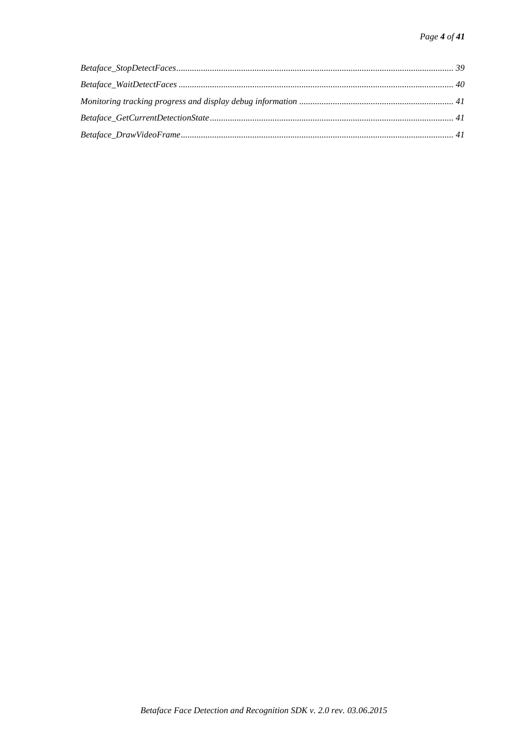*Betaface_StopDetectFaces* ........ 39

*Betaface_WaitDetectFaces* ........ 40

*Monitoring tracking progress and display debug information* ........ 41

*Betaface_GetCurrentDetectionState* ........ 41

*Betaface_DrawVideoFrame* ........ 41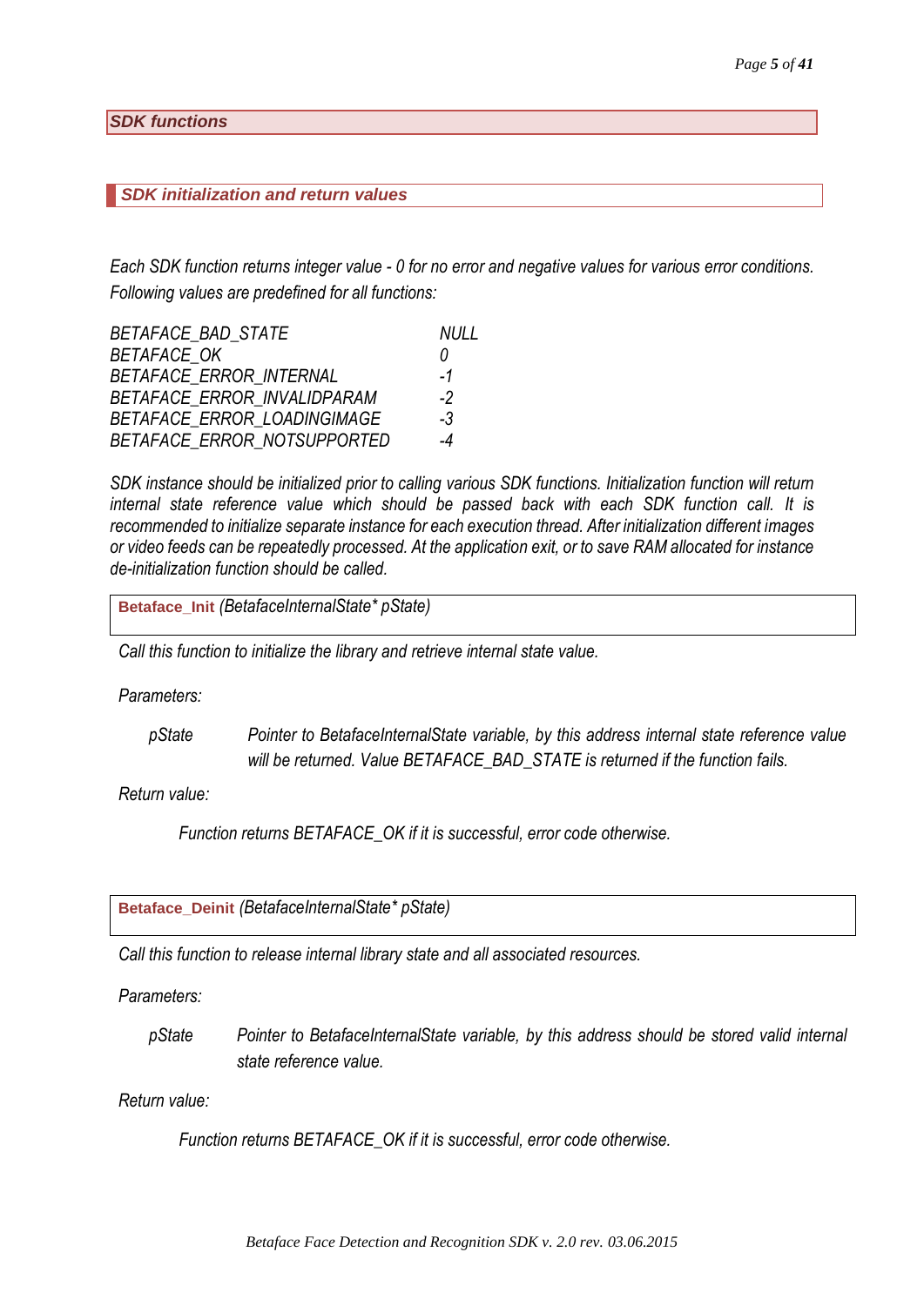## SDK functions

### SDK initialization and return values

*Each SDK function returns integer value - 0 for no error and negative values for various error conditions. Following values are predefined for all functions:*

| | |
|---|---|
| *BETAFACE_BAD_STATE* | *NULL* |
| *BETAFACE_OK* | *0* |
| *BETAFACE_ERROR_INTERNAL* | *-1* |
| *BETAFACE_ERROR_INVALIDPARAM* | *-2* |
| *BETAFACE_ERROR_LOADINGIMAGE* | *-3* |
| *BETAFACE_ERROR_NOTSUPPORTED* | *-4* |

*SDK instance should be initialized prior to calling various SDK functions. Initialization function will return internal state reference value which should be passed back with each SDK function call. It is recommended to initialize separate instance for each execution thread. After initialization different images or video feeds can be repeatedly processed. At the application exit, or to save RAM allocated for instance de-initialization function should be called.*

**Betaface_Init** *(BetafaceInternalState\* pState)*

*Call this function to initialize the library and retrieve internal state value.*

*Parameters:*

*pState* — *Pointer to BetafaceInternalState variable, by this address internal state reference value will be returned. Value BETAFACE_BAD_STATE is returned if the function fails.*

*Return value:*

*Function returns BETAFACE_OK if it is successful, error code otherwise.*

**Betaface_Deinit** *(BetafaceInternalState\* pState)*

*Call this function to release internal library state and all associated resources.*

*Parameters:*

*pState* — *Pointer to BetafaceInternalState variable, by this address should be stored valid internal state reference value.*

*Return value:*

*Function returns BETAFACE_OK if it is successful, error code otherwise.*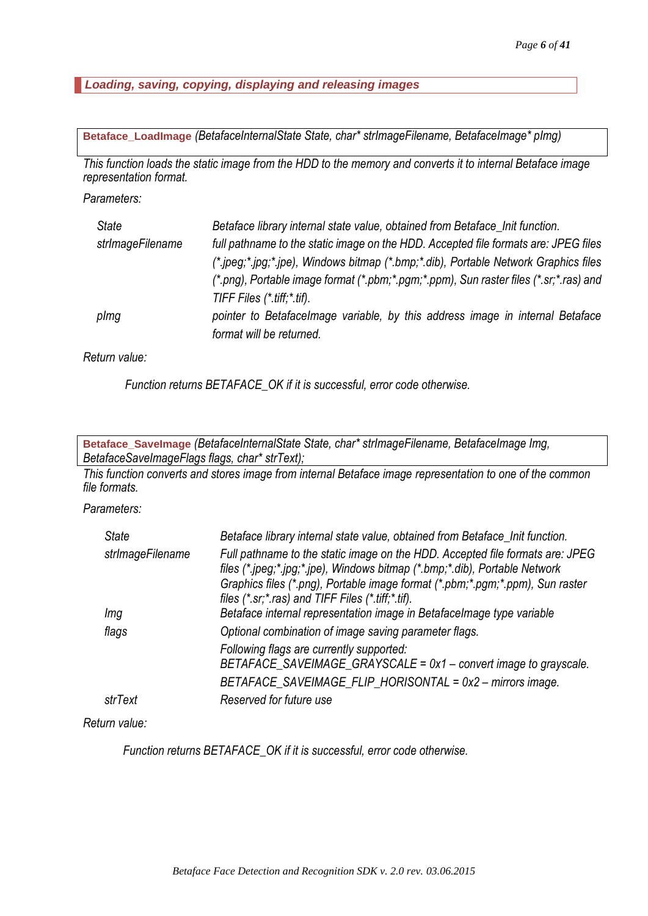## *Loading, saving, copying, displaying and releasing images*

**Betaface_LoadImage** *(BetafaceInternalState State, char* strImageFilename, BetafaceImage* pImg)*

*This function loads the static image from the HDD to the memory and converts it to internal Betaface image representation format.*

*Parameters:*

| | |
|---|---|
| *State* | *Betaface library internal state value, obtained from Betaface_Init function.* |
| *strImageFilename* | *full pathname to the static image on the HDD. Accepted file formats are: JPEG files (*.jpeg;*.jpg;*.jpe), Windows bitmap (*.bmp;*.dib), Portable Network Graphics files (*.png), Portable image format (*.pbm;*.pgm;*.ppm), Sun raster files (*.sr;*.ras) and TIFF Files (*.tiff;*.tif).* |
| *pImg* | *pointer to BetafaceImage variable, by this address image in internal Betaface format will be returned.* |

*Return value:*

*Function returns BETAFACE_OK if it is successful, error code otherwise.*

**Betaface_SaveImage** *(BetafaceInternalState State, char* strImageFilename, BetafaceImage Img, BetafaceSaveImageFlags flags, char* strText);*

*This function converts and stores image from internal Betaface image representation to one of the common file formats.*

*Parameters:*

| | |
|---|---|
| *State* | *Betaface library internal state value, obtained from Betaface_Init function.* |
| *strImageFilename* | *Full pathname to the static image on the HDD. Accepted file formats are: JPEG files (*.jpeg;*.jpg;*.jpe), Windows bitmap (*.bmp;*.dib), Portable Network Graphics files (*.png), Portable image format (*.pbm;*.pgm;*.ppm), Sun raster files (*.sr;*.ras) and TIFF Files (*.tiff;*.tif).* |
| *Img* | *Betaface internal representation image in BetafaceImage type variable* |
| *flags* | *Optional combination of image saving parameter flags.*<br>*Following flags are currently supported:*<br>*BETAFACE_SAVEIMAGE_GRAYSCALE = 0x1 – convert image to grayscale.*<br>*BETAFACE_SAVEIMAGE_FLIP_HORISONTAL = 0x2 – mirrors image.* |
| *strText* | *Reserved for future use* |

*Return value:*

*Function returns BETAFACE_OK if it is successful, error code otherwise.*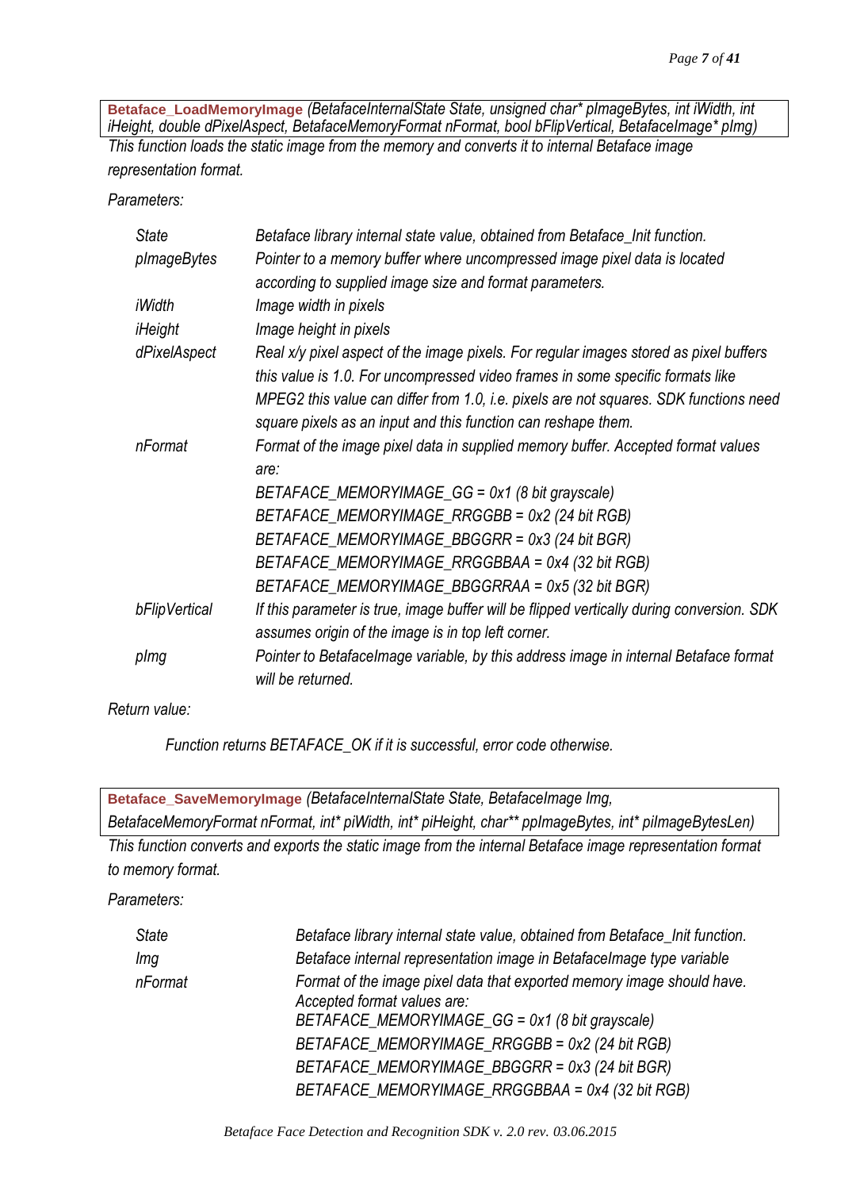**Betaface_LoadMemoryImage** *(BetafaceInternalState State, unsigned char* pImageBytes, int iWidth, int iHeight, double dPixelAspect, BetafaceMemoryFormat nFormat, bool bFlipVertical, BetafaceImage* pImg)*

*This function loads the static image from the memory and converts it to internal Betaface image representation format.*

*Parameters:*

| | |
|---|---|
| *State* | *Betaface library internal state value, obtained from Betaface_Init function.* |
| *pImageBytes* | *Pointer to a memory buffer where uncompressed image pixel data is located according to supplied image size and format parameters.* |
| *iWidth* | *Image width in pixels* |
| *iHeight* | *Image height in pixels* |
| *dPixelAspect* | *Real x/y pixel aspect of the image pixels. For regular images stored as pixel buffers this value is 1.0. For uncompressed video frames in some specific formats like MPEG2 this value can differ from 1.0, i.e. pixels are not squares. SDK functions need square pixels as an input and this function can reshape them.* |
| *nFormat* | *Format of the image pixel data in supplied memory buffer. Accepted format values are:*<br>*BETAFACE_MEMORYIMAGE_GG = 0x1 (8 bit grayscale)*<br>*BETAFACE_MEMORYIMAGE_RRGGBB = 0x2 (24 bit RGB)*<br>*BETAFACE_MEMORYIMAGE_BBGGRR = 0x3 (24 bit BGR)*<br>*BETAFACE_MEMORYIMAGE_RRGGBBAA = 0x4 (32 bit RGB)*<br>*BETAFACE_MEMORYIMAGE_BBGGRRAA = 0x5 (32 bit BGR)* |
| *bFlipVertical* | *If this parameter is true, image buffer will be flipped vertically during conversion. SDK assumes origin of the image is in top left corner.* |
| *pImg* | *Pointer to BetafaceImage variable, by this address image in internal Betaface format will be returned.* |

*Return value:*

*Function returns BETAFACE_OK if it is successful, error code otherwise.*

**Betaface_SaveMemoryImage** *(BetafaceInternalState State, BetafaceImage Img, BetafaceMemoryFormat nFormat, int* piWidth, int* piHeight, char** ppImageBytes, int* piImageBytesLen)*

*This function converts and exports the static image from the internal Betaface image representation format to memory format.*

*Parameters:*

| | |
|---|---|
| *State* | *Betaface library internal state value, obtained from Betaface_Init function.* |
| *Img* | *Betaface internal representation image in BetafaceImage type variable* |
| *nFormat* | *Format of the image pixel data that exported memory image should have. Accepted format values are:*<br>*BETAFACE_MEMORYIMAGE_GG = 0x1 (8 bit grayscale)*<br>*BETAFACE_MEMORYIMAGE_RRGGBB = 0x2 (24 bit RGB)*<br>*BETAFACE_MEMORYIMAGE_BBGGRR = 0x3 (24 bit BGR)*<br>*BETAFACE_MEMORYIMAGE_RRGGBBAA = 0x4 (32 bit RGB)* |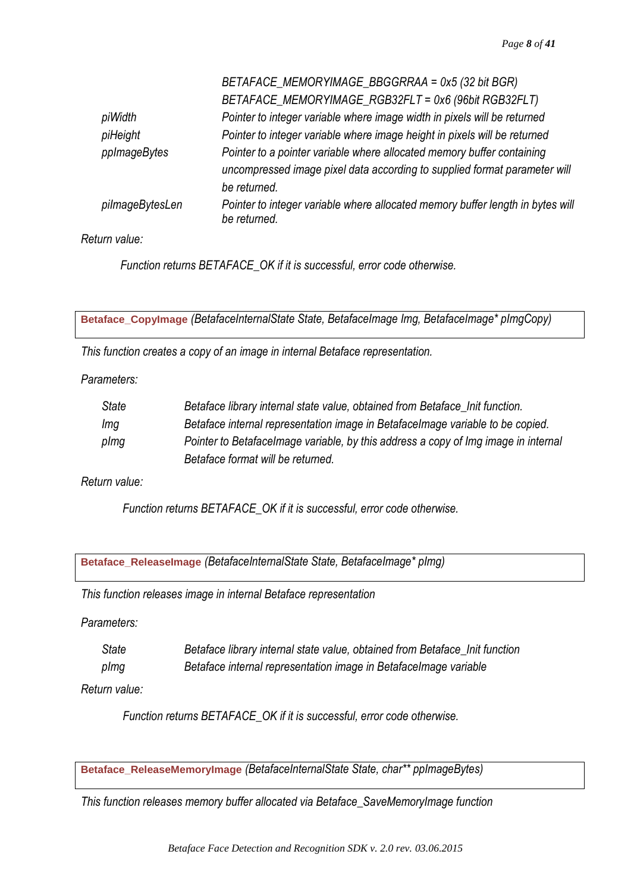| | |
|---|---|
| | *BETAFACE_MEMORYIMAGE_BBGGRRAA = 0x5 (32 bit BGR)* |
| | *BETAFACE_MEMORYIMAGE_RGB32FLT = 0x6 (96bit RGB32FLT)* |
| *piWidth* | *Pointer to integer variable where image width in pixels will be returned* |
| *piHeight* | *Pointer to integer variable where image height in pixels will be returned* |
| *ppImageBytes* | *Pointer to a pointer variable where allocated memory buffer containing uncompressed image pixel data according to supplied format parameter will be returned.* |
| *piImageBytesLen* | *Pointer to integer variable where allocated memory buffer length in bytes will be returned.* |

*Return value:*

*Function returns BETAFACE_OK if it is successful, error code otherwise.*

**Betaface_CopyImage** *(BetafaceInternalState State, BetafaceImage Img, BetafaceImage* pImgCopy)*

*This function creates a copy of an image in internal Betaface representation.*

*Parameters:*

| | |
|---|---|
| *State* | *Betaface library internal state value, obtained from Betaface_Init function.* |
| *Img* | *Betaface internal representation image in BetafaceImage variable to be copied.* |
| *pImg* | *Pointer to BetafaceImage variable, by this address a copy of Img image in internal Betaface format will be returned.* |

*Return value:*

*Function returns BETAFACE_OK if it is successful, error code otherwise.*

**Betaface_ReleaseImage** *(BetafaceInternalState State, BetafaceImage* pImg)*

*This function releases image in internal Betaface representation*

*Parameters:*

| | |
|---|---|
| *State* | *Betaface library internal state value, obtained from Betaface_Init function* |
| *pImg* | *Betaface internal representation image in BetafaceImage variable* |

*Return value:*

*Function returns BETAFACE_OK if it is successful, error code otherwise.*

**Betaface_ReleaseMemoryImage** *(BetafaceInternalState State, char** ppImageBytes)*

*This function releases memory buffer allocated via Betaface_SaveMemoryImage function*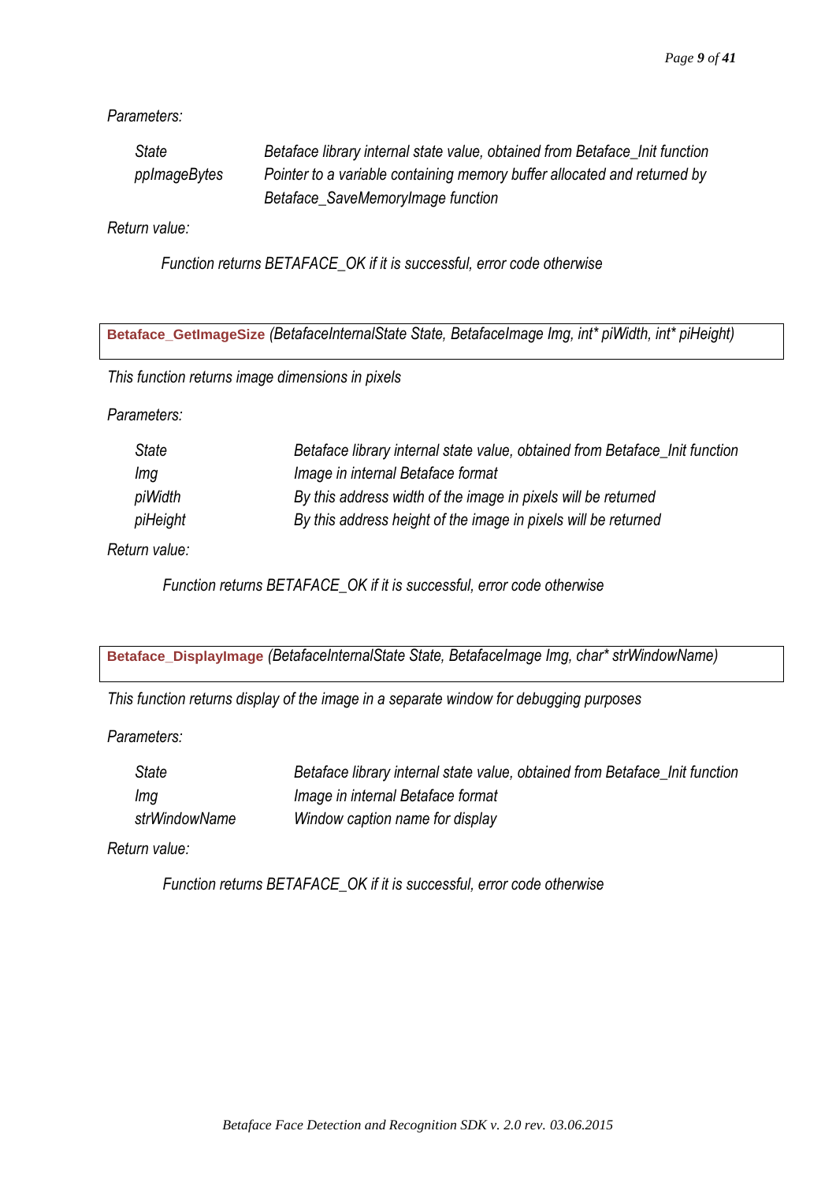*Parameters:*

| | |
|---|---|
| *State* | *Betaface library internal state value, obtained from Betaface_Init function* |
| *ppImageBytes* | *Pointer to a variable containing memory buffer allocated and returned by Betaface_SaveMemoryImage function* |

*Return value:*

*Function returns BETAFACE_OK if it is successful, error code otherwise*

---

**Betaface_GetImageSize** *(BetafaceInternalState State, BetafaceImage Img, int* piWidth, int* piHeight)*

---

*This function returns image dimensions in pixels*

*Parameters:*

| | |
|---|---|
| *State* | *Betaface library internal state value, obtained from Betaface_Init function* |
| *Img* | *Image in internal Betaface format* |
| *piWidth* | *By this address width of the image in pixels will be returned* |
| *piHeight* | *By this address height of the image in pixels will be returned* |

*Return value:*

*Function returns BETAFACE_OK if it is successful, error code otherwise*

---

**Betaface_DisplayImage** *(BetafaceInternalState State, BetafaceImage Img, char* strWindowName)*

---

*This function returns display of the image in a separate window for debugging purposes*

*Parameters:*

| | |
|---|---|
| *State* | *Betaface library internal state value, obtained from Betaface_Init function* |
| *Img* | *Image in internal Betaface format* |
| *strWindowName* | *Window caption name for display* |

*Return value:*

*Function returns BETAFACE_OK if it is successful, error code otherwise*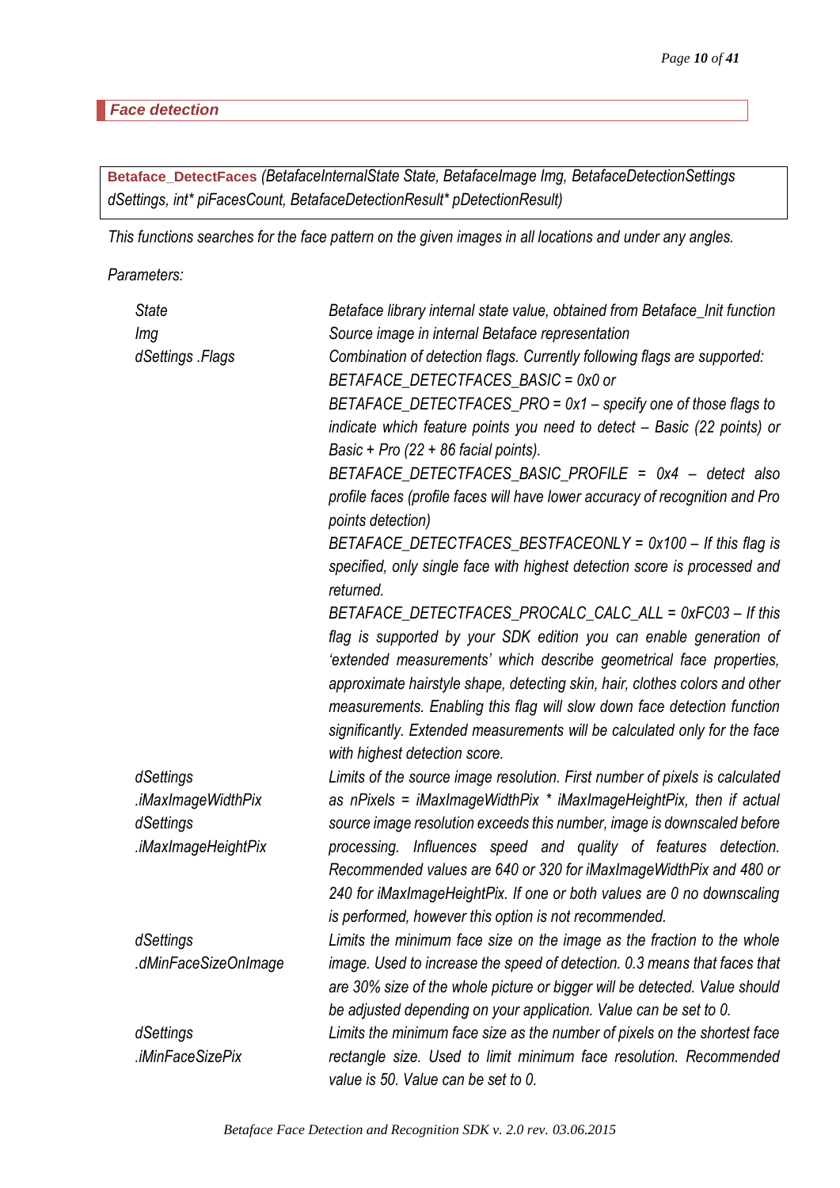## *Face detection*

**Betaface_DetectFaces** *(BetafaceInternalState State, BetafaceImage Img, BetafaceDetectionSettings dSettings, int* piFacesCount, BetafaceDetectionResult* pDetectionResult)*

*This functions searches for the face pattern on the given images in all locations and under any angles.*

*Parameters:*

| | |
|---|---|
| *State* | *Betaface library internal state value, obtained from Betaface_Init function* |
| *Img* | *Source image in internal Betaface representation* |
| *dSettings .Flags* | *Combination of detection flags. Currently following flags are supported:* <br> *BETAFACE_DETECTFACES_BASIC = 0x0 or* <br> *BETAFACE_DETECTFACES_PRO = 0x1 – specify one of those flags to indicate which feature points you need to detect – Basic (22 points) or Basic + Pro (22 + 86 facial points).* <br> *BETAFACE_DETECTFACES_BASIC_PROFILE = 0x4 – detect also profile faces (profile faces will have lower accuracy of recognition and Pro points detection)* <br> *BETAFACE_DETECTFACES_BESTFACEONLY = 0x100 – If this flag is specified, only single face with highest detection score is processed and returned.* <br> *BETAFACE_DETECTFACES_PROCALC_CALC_ALL = 0xFC03 – If this flag is supported by your SDK edition you can enable generation of 'extended measurements' which describe geometrical face properties, approximate hairstyle shape, detecting skin, hair, clothes colors and other measurements. Enabling this flag will slow down face detection function significantly. Extended measurements will be calculated only for the face with highest detection score.* |
| *dSettings .iMaxImageWidthPix* <br> *dSettings .iMaxImageHeightPix* | *Limits of the source image resolution. First number of pixels is calculated as nPixels = iMaxImageWidthPix * iMaxImageHeightPix, then if actual source image resolution exceeds this number, image is downscaled before processing. Influences speed and quality of features detection. Recommended values are 640 or 320 for iMaxImageWidthPix and 480 or 240 for iMaxImageHeightPix. If one or both values are 0 no downscaling is performed, however this option is not recommended.* |
| *dSettings .dMinFaceSizeOnImage* | *Limits the minimum face size on the image as the fraction to the whole image. Used to increase the speed of detection. 0.3 means that faces that are 30% size of the whole picture or bigger will be detected. Value should be adjusted depending on your application. Value can be set to 0.* |
| *dSettings .iMinFaceSizePix* | *Limits the minimum face size as the number of pixels on the shortest face rectangle size. Used to limit minimum face resolution. Recommended value is 50. Value can be set to 0.* |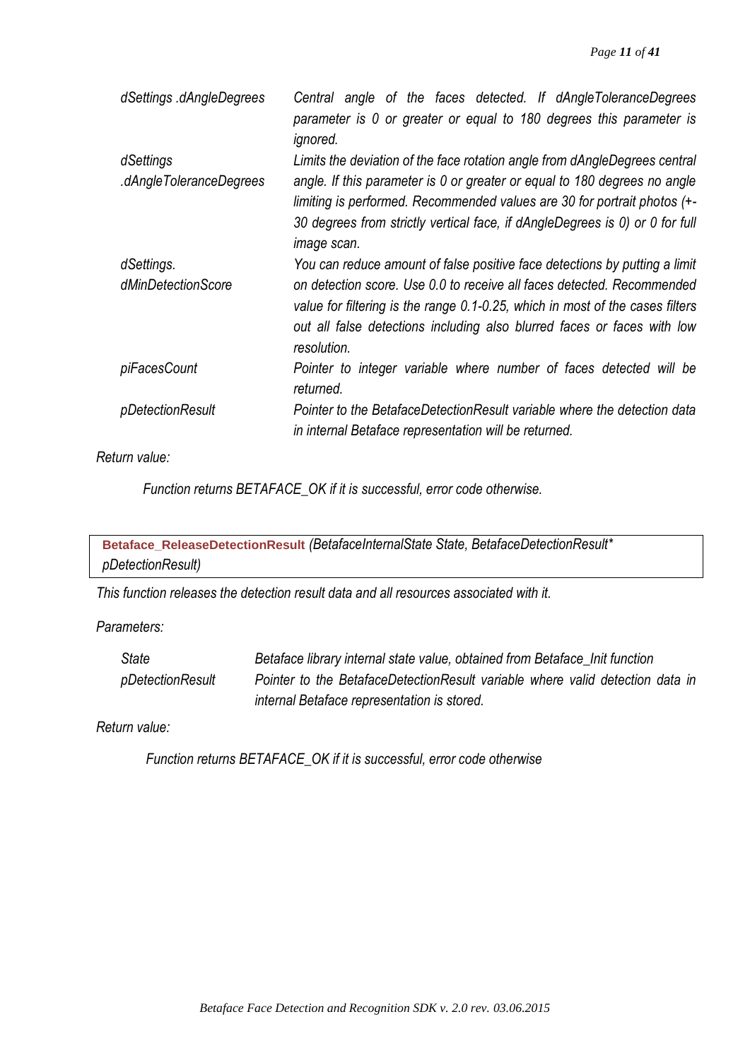| | |
|---|---|
| *dSettings .dAngleDegrees* | *Central angle of the faces detected. If dAngleToleranceDegrees parameter is 0 or greater or equal to 180 degrees this parameter is ignored.* |
| *dSettings .dAngleToleranceDegrees* | *Limits the deviation of the face rotation angle from dAngleDegrees central angle. If this parameter is 0 or greater or equal to 180 degrees no angle limiting is performed. Recommended values are 30 for portrait photos (+-30 degrees from strictly vertical face, if dAngleDegrees is 0) or 0 for full image scan.* |
| *dSettings. dMinDetectionScore* | *You can reduce amount of false positive face detections by putting a limit on detection score. Use 0.0 to receive all faces detected. Recommended value for filtering is the range 0.1-0.25, which in most of the cases filters out all false detections including also blurred faces or faces with low resolution.* |
| *piFacesCount* | *Pointer to integer variable where number of faces detected will be returned.* |
| *pDetectionResult* | *Pointer to the BetafaceDetectionResult variable where the detection data in internal Betaface representation will be returned.* |

*Return value:*

*Function returns BETAFACE_OK if it is successful, error code otherwise.*

**Betaface_ReleaseDetectionResult** *(BetafaceInternalState State, BetafaceDetectionResult* pDetectionResult)*

*This function releases the detection result data and all resources associated with it.*

*Parameters:*

| | |
|---|---|
| *State* | *Betaface library internal state value, obtained from Betaface_Init function* |
| *pDetectionResult* | *Pointer to the BetafaceDetectionResult variable where valid detection data in internal Betaface representation is stored.* |

*Return value:*

*Function returns BETAFACE_OK if it is successful, error code otherwise*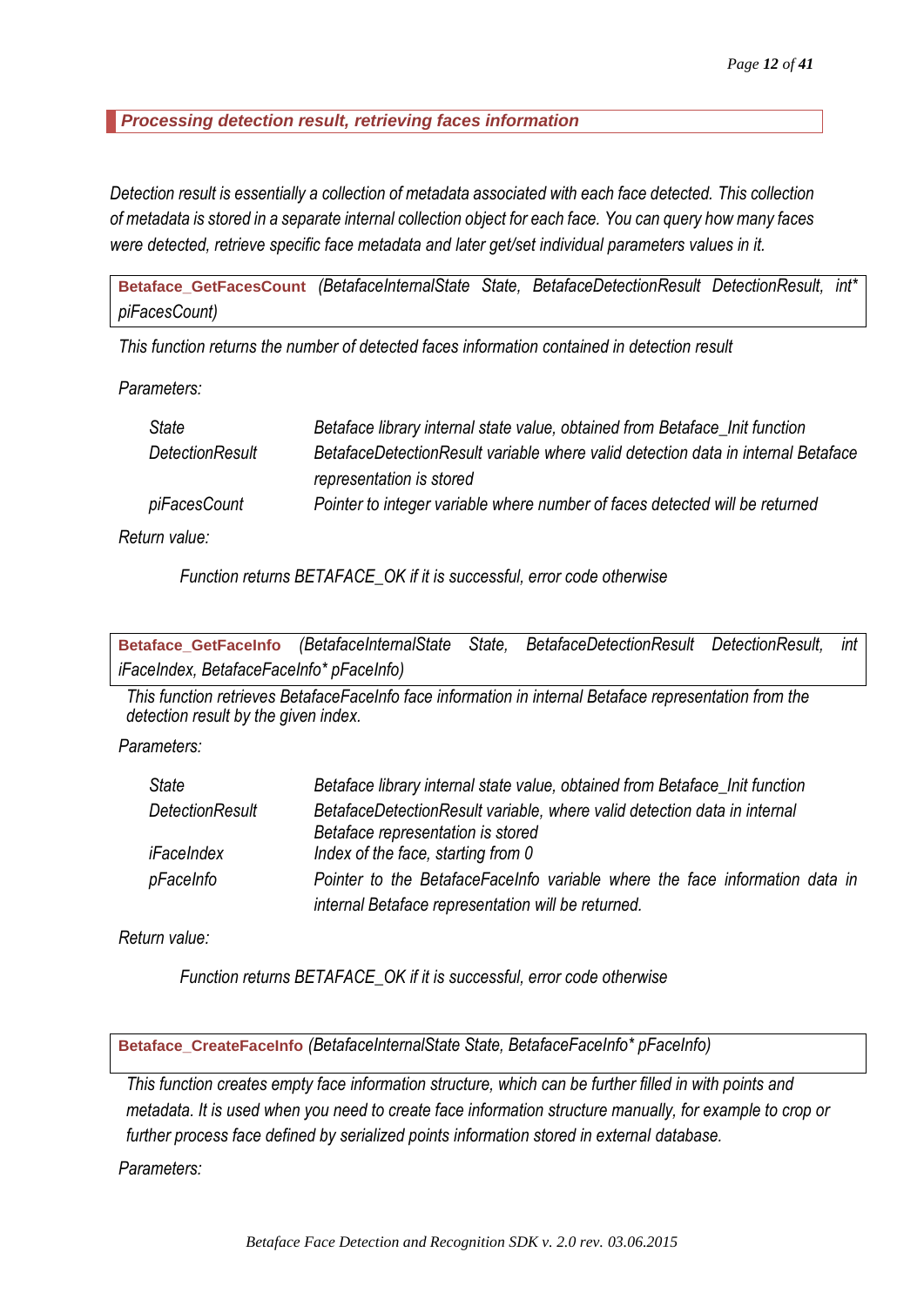## *Processing detection result, retrieving faces information*

*Detection result is essentially a collection of metadata associated with each face detected. This collection of metadata is stored in a separate internal collection object for each face. You can query how many faces were detected, retrieve specific face metadata and later get/set individual parameters values in it.*

**Betaface_GetFacesCount** *(BetafaceInternalState State, BetafaceDetectionResult DetectionResult, int* piFacesCount)*

*This function returns the number of detected faces information contained in detection result*

*Parameters:*

| | |
|---|---|
| *State* | *Betaface library internal state value, obtained from Betaface_Init function* |
| *DetectionResult* | *BetafaceDetectionResult variable where valid detection data in internal Betaface representation is stored* |
| *piFacesCount* | *Pointer to integer variable where number of faces detected will be returned* |

*Return value:*

*Function returns BETAFACE_OK if it is successful, error code otherwise*

**Betaface_GetFaceInfo** *(BetafaceInternalState State, BetafaceDetectionResult DetectionResult, int iFaceIndex, BetafaceFaceInfo* pFaceInfo)*

*This function retrieves BetafaceFaceInfo face information in internal Betaface representation from the detection result by the given index.*

*Parameters:*

| | |
|---|---|
| *State* | *Betaface library internal state value, obtained from Betaface_Init function* |
| *DetectionResult* | *BetafaceDetectionResult variable, where valid detection data in internal Betaface representation is stored* |
| *iFaceIndex* | *Index of the face, starting from 0* |
| *pFaceInfo* | *Pointer to the BetafaceFaceInfo variable where the face information data in internal Betaface representation will be returned.* |

*Return value:*

*Function returns BETAFACE_OK if it is successful, error code otherwise*

**Betaface_CreateFaceInfo** *(BetafaceInternalState State, BetafaceFaceInfo* pFaceInfo)*

*This function creates empty face information structure, which can be further filled in with points and metadata. It is used when you need to create face information structure manually, for example to crop or further process face defined by serialized points information stored in external database.*

*Parameters:*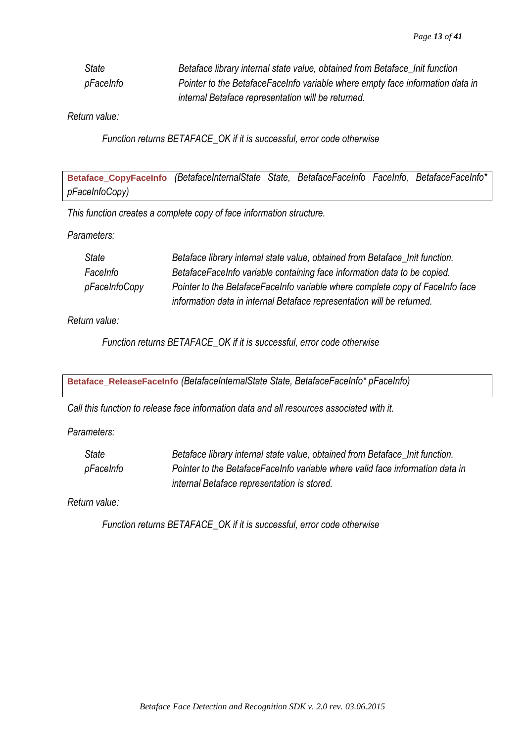| | |
|---|---|
| *State* | *Betaface library internal state value, obtained from Betaface_Init function* |
| *pFaceInfo* | *Pointer to the BetafaceFaceInfo variable where empty face information data in internal Betaface representation will be returned.* |

*Return value:*

*Function returns BETAFACE_OK if it is successful, error code otherwise*

**Betaface_CopyFaceInfo** *(BetafaceInternalState State, BetafaceFaceInfo FaceInfo, BetafaceFaceInfo* pFaceInfoCopy)*

*This function creates a complete copy of face information structure.*

*Parameters:*

| | |
|---|---|
| *State* | *Betaface library internal state value, obtained from Betaface_Init function.* |
| *FaceInfo* | *BetafaceFaceInfo variable containing face information data to be copied.* |
| *pFaceInfoCopy* | *Pointer to the BetafaceFaceInfo variable where complete copy of FaceInfo face information data in internal Betaface representation will be returned.* |

*Return value:*

*Function returns BETAFACE_OK if it is successful, error code otherwise*

**Betaface_ReleaseFaceInfo** *(BetafaceInternalState State, BetafaceFaceInfo* pFaceInfo)*

*Call this function to release face information data and all resources associated with it.*

*Parameters:*

| | |
|---|---|
| *State* | *Betaface library internal state value, obtained from Betaface_Init function.* |
| *pFaceInfo* | *Pointer to the BetafaceFaceInfo variable where valid face information data in internal Betaface representation is stored.* |

*Return value:*

*Function returns BETAFACE_OK if it is successful, error code otherwise*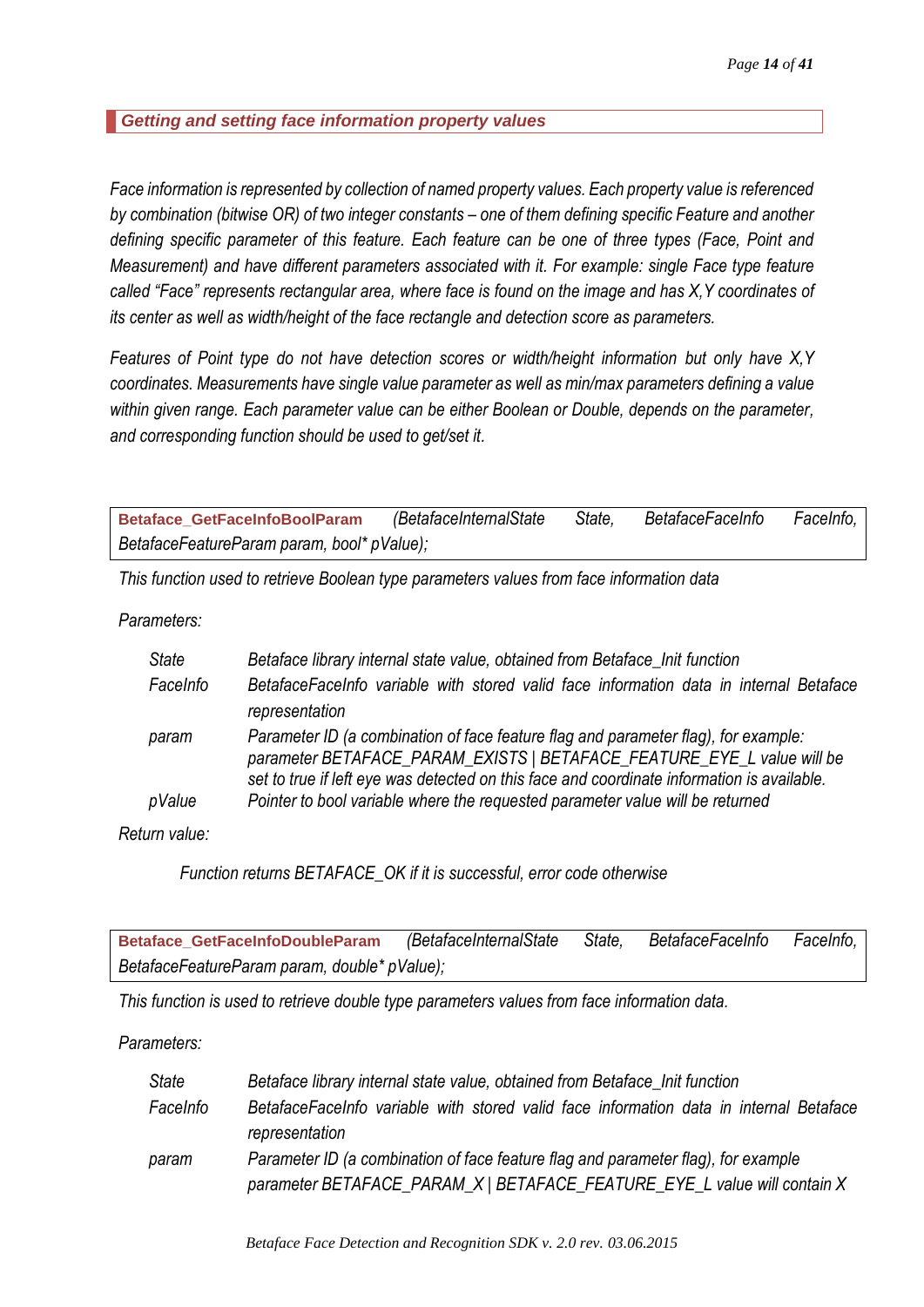### *Getting and setting face information property values*

*Face information is represented by collection of named property values. Each property value is referenced by combination (bitwise OR) of two integer constants – one of them defining specific Feature and another defining specific parameter of this feature. Each feature can be one of three types (Face, Point and Measurement) and have different parameters associated with it. For example: single Face type feature called "Face" represents rectangular area, where face is found on the image and has X,Y coordinates of its center as well as width/height of the face rectangle and detection score as parameters.*

*Features of Point type do not have detection scores or width/height information but only have X,Y coordinates. Measurements have single value parameter as well as min/max parameters defining a value within given range. Each parameter value can be either Boolean or Double, depends on the parameter, and corresponding function should be used to get/set it.*

**Betaface_GetFaceInfoBoolParam** *(BetafaceInternalState State, BetafaceFaceInfo FaceInfo, BetafaceFeatureParam param, bool* pValue);*

*This function used to retrieve Boolean type parameters values from face information data*

*Parameters:*

| | |
|---|---|
| *State* | *Betaface library internal state value, obtained from Betaface_Init function* |
| *FaceInfo* | *BetafaceFaceInfo variable with stored valid face information data in internal Betaface representation* |
| *param* | *Parameter ID (a combination of face feature flag and parameter flag), for example: parameter BETAFACE_PARAM_EXISTS \| BETAFACE_FEATURE_EYE_L value will be set to true if left eye was detected on this face and coordinate information is available.* |
| *pValue* | *Pointer to bool variable where the requested parameter value will be returned* |

*Return value:*

*Function returns BETAFACE_OK if it is successful, error code otherwise*

**Betaface_GetFaceInfoDoubleParam** *(BetafaceInternalState State, BetafaceFaceInfo FaceInfo, BetafaceFeatureParam param, double* pValue);*

*This function is used to retrieve double type parameters values from face information data.*

*Parameters:*

| | |
|---|---|
| *State* | *Betaface library internal state value, obtained from Betaface_Init function* |
| *FaceInfo* | *BetafaceFaceInfo variable with stored valid face information data in internal Betaface representation* |
| *param* | *Parameter ID (a combination of face feature flag and parameter flag), for example parameter BETAFACE_PARAM_X \| BETAFACE_FEATURE_EYE_L value will contain X* |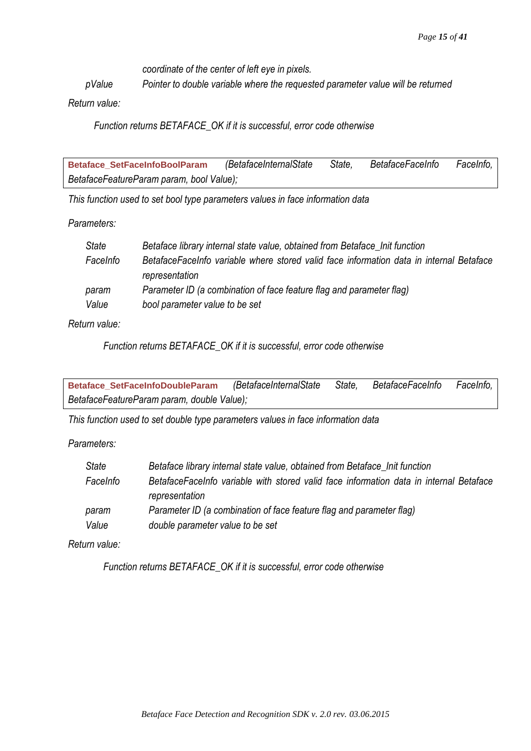coordinate of the center of left eye in pixels.

| | |
|---|---|
| *pValue* | *Pointer to double variable where the requested parameter value will be returned* |

*Return value:*

*Function returns BETAFACE_OK if it is successful, error code otherwise*

---

**Betaface_SetFaceInfoBoolParam** *(BetafaceInternalState State, BetafaceFaceInfo FaceInfo, BetafaceFeatureParam param, bool Value);*

---

*This function used to set bool type parameters values in face information data*

*Parameters:*

| | |
|---|---|
| *State* | *Betaface library internal state value, obtained from Betaface_Init function* |
| *FaceInfo* | *BetafaceFaceInfo variable where stored valid face information data in internal Betaface representation* |
| *param* | *Parameter ID (a combination of face feature flag and parameter flag)* |
| *Value* | *bool parameter value to be set* |

*Return value:*

*Function returns BETAFACE_OK if it is successful, error code otherwise*

---

**Betaface_SetFaceInfoDoubleParam** *(BetafaceInternalState State, BetafaceFaceInfo FaceInfo, BetafaceFeatureParam param, double Value);*

---

*This function used to set double type parameters values in face information data*

*Parameters:*

| | |
|---|---|
| *State* | *Betaface library internal state value, obtained from Betaface_Init function* |
| *FaceInfo* | *BetafaceFaceInfo variable with stored valid face information data in internal Betaface representation* |
| *param* | *Parameter ID (a combination of face feature flag and parameter flag)* |
| *Value* | *double parameter value to be set* |

*Return value:*

*Function returns BETAFACE_OK if it is successful, error code otherwise*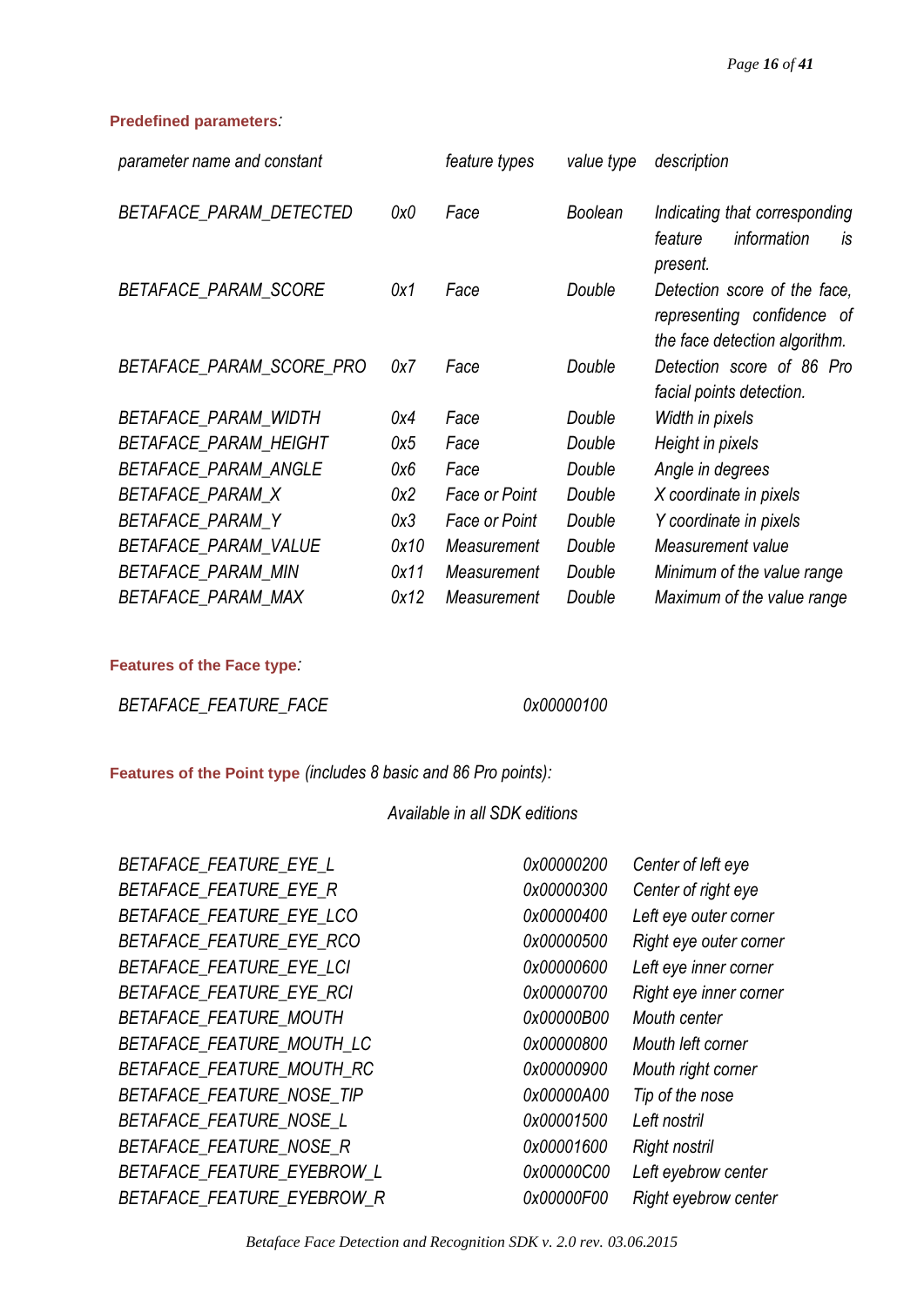**Predefined parameters**:

| parameter name and constant | | feature types | value type | description |
|---|---|---|---|---|
| BETAFACE_PARAM_DETECTED | 0x0 | Face | Boolean | Indicating that corresponding feature information is present. |
| BETAFACE_PARAM_SCORE | 0x1 | Face | Double | Detection score of the face, representing confidence of the face detection algorithm. |
| BETAFACE_PARAM_SCORE_PRO | 0x7 | Face | Double | Detection score of 86 Pro facial points detection. |
| BETAFACE_PARAM_WIDTH | 0x4 | Face | Double | Width in pixels |
| BETAFACE_PARAM_HEIGHT | 0x5 | Face | Double | Height in pixels |
| BETAFACE_PARAM_ANGLE | 0x6 | Face | Double | Angle in degrees |
| BETAFACE_PARAM_X | 0x2 | Face or Point | Double | X coordinate in pixels |
| BETAFACE_PARAM_Y | 0x3 | Face or Point | Double | Y coordinate in pixels |
| BETAFACE_PARAM_VALUE | 0x10 | Measurement | Double | Measurement value |
| BETAFACE_PARAM_MIN | 0x11 | Measurement | Double | Minimum of the value range |
| BETAFACE_PARAM_MAX | 0x12 | Measurement | Double | Maximum of the value range |

**Features of the Face type**:

| | |
|---|---|
| BETAFACE_FEATURE_FACE | 0x00000100 |

**Features of the Point type** *(includes 8 basic and 86 Pro points):*

*Available in all SDK editions*

| | | |
|---|---|---|
| BETAFACE_FEATURE_EYE_L | 0x00000200 | Center of left eye |
| BETAFACE_FEATURE_EYE_R | 0x00000300 | Center of right eye |
| BETAFACE_FEATURE_EYE_LCO | 0x00000400 | Left eye outer corner |
| BETAFACE_FEATURE_EYE_RCO | 0x00000500 | Right eye outer corner |
| BETAFACE_FEATURE_EYE_LCI | 0x00000600 | Left eye inner corner |
| BETAFACE_FEATURE_EYE_RCI | 0x00000700 | Right eye inner corner |
| BETAFACE_FEATURE_MOUTH | 0x00000B00 | Mouth center |
| BETAFACE_FEATURE_MOUTH_LC | 0x00000800 | Mouth left corner |
| BETAFACE_FEATURE_MOUTH_RC | 0x00000900 | Mouth right corner |
| BETAFACE_FEATURE_NOSE_TIP | 0x00000A00 | Tip of the nose |
| BETAFACE_FEATURE_NOSE_L | 0x00001500 | Left nostril |
| BETAFACE_FEATURE_NOSE_R | 0x00001600 | Right nostril |
| BETAFACE_FEATURE_EYEBROW_L | 0x00000C00 | Left eyebrow center |
| BETAFACE_FEATURE_EYEBROW_R | 0x00000F00 | Right eyebrow center |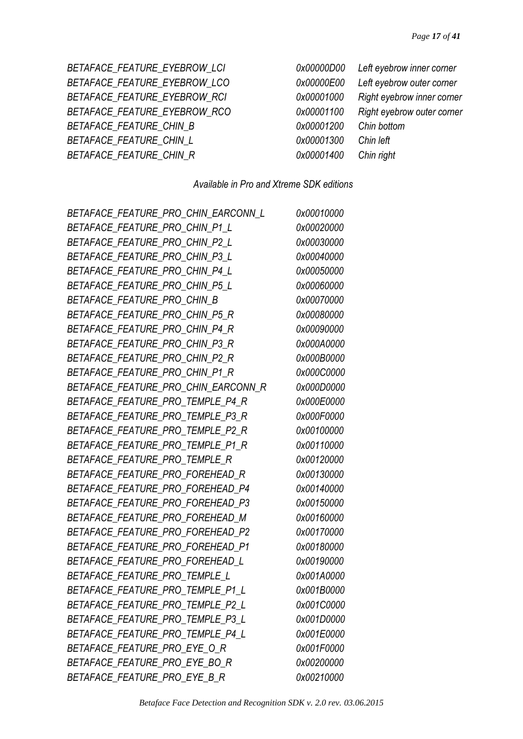*BETAFACE_FEATURE_EYEBROW_LCI 0x00000D00 Left eyebrow inner corner*
*BETAFACE_FEATURE_EYEBROW_LCO 0x00000E00 Left eyebrow outer corner*
*BETAFACE_FEATURE_EYEBROW_RCI 0x00001000 Right eyebrow inner corner*
*BETAFACE_FEATURE_EYEBROW_RCO 0x00001100 Right eyebrow outer corner*
*BETAFACE_FEATURE_CHIN_B 0x00001200 Chin bottom*
*BETAFACE_FEATURE_CHIN_L 0x00001300 Chin left*
*BETAFACE_FEATURE_CHIN_R 0x00001400 Chin right*

*Available in Pro and Xtreme SDK editions*

*BETAFACE_FEATURE_PRO_CHIN_EARCONN_L 0x00010000*
*BETAFACE_FEATURE_PRO_CHIN_P1_L 0x00020000*
*BETAFACE_FEATURE_PRO_CHIN_P2_L 0x00030000*
*BETAFACE_FEATURE_PRO_CHIN_P3_L 0x00040000*
*BETAFACE_FEATURE_PRO_CHIN_P4_L 0x00050000*
*BETAFACE_FEATURE_PRO_CHIN_P5_L 0x00060000*
*BETAFACE_FEATURE_PRO_CHIN_B 0x00070000*
*BETAFACE_FEATURE_PRO_CHIN_P5_R 0x00080000*
*BETAFACE_FEATURE_PRO_CHIN_P4_R 0x00090000*
*BETAFACE_FEATURE_PRO_CHIN_P3_R 0x000A0000*
*BETAFACE_FEATURE_PRO_CHIN_P2_R 0x000B0000*
*BETAFACE_FEATURE_PRO_CHIN_P1_R 0x000C0000*
*BETAFACE_FEATURE_PRO_CHIN_EARCONN_R 0x000D0000*
*BETAFACE_FEATURE_PRO_TEMPLE_P4_R 0x000E0000*
*BETAFACE_FEATURE_PRO_TEMPLE_P3_R 0x000F0000*
*BETAFACE_FEATURE_PRO_TEMPLE_P2_R 0x00100000*
*BETAFACE_FEATURE_PRO_TEMPLE_P1_R 0x00110000*
*BETAFACE_FEATURE_PRO_TEMPLE_R 0x00120000*
*BETAFACE_FEATURE_PRO_FOREHEAD_R 0x00130000*
*BETAFACE_FEATURE_PRO_FOREHEAD_P4 0x00140000*
*BETAFACE_FEATURE_PRO_FOREHEAD_P3 0x00150000*
*BETAFACE_FEATURE_PRO_FOREHEAD_M 0x00160000*
*BETAFACE_FEATURE_PRO_FOREHEAD_P2 0x00170000*
*BETAFACE_FEATURE_PRO_FOREHEAD_P1 0x00180000*
*BETAFACE_FEATURE_PRO_FOREHEAD_L 0x00190000*
*BETAFACE_FEATURE_PRO_TEMPLE_L 0x001A0000*
*BETAFACE_FEATURE_PRO_TEMPLE_P1_L 0x001B0000*
*BETAFACE_FEATURE_PRO_TEMPLE_P2_L 0x001C0000*
*BETAFACE_FEATURE_PRO_TEMPLE_P3_L 0x001D0000*
*BETAFACE_FEATURE_PRO_TEMPLE_P4_L 0x001E0000*
*BETAFACE_FEATURE_PRO_EYE_O_R 0x001F0000*
*BETAFACE_FEATURE_PRO_EYE_BO_R 0x00200000*
*BETAFACE_FEATURE_PRO_EYE_B_R 0x00210000*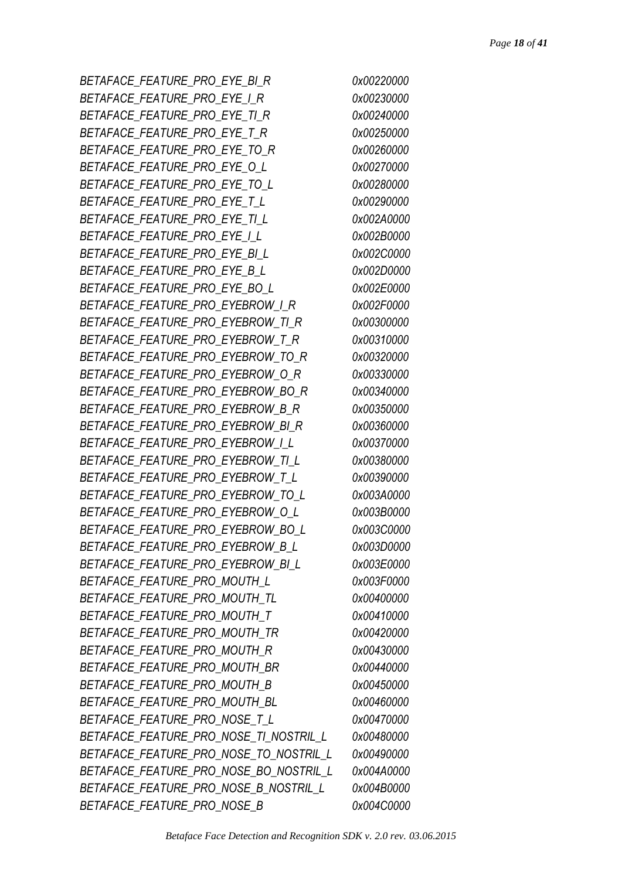| | |
|---|---|
| *BETAFACE_FEATURE_PRO_EYE_BI_R* | *0x00220000* |
| *BETAFACE_FEATURE_PRO_EYE_I_R* | *0x00230000* |
| *BETAFACE_FEATURE_PRO_EYE_TI_R* | *0x00240000* |
| *BETAFACE_FEATURE_PRO_EYE_T_R* | *0x00250000* |
| *BETAFACE_FEATURE_PRO_EYE_TO_R* | *0x00260000* |
| *BETAFACE_FEATURE_PRO_EYE_O_L* | *0x00270000* |
| *BETAFACE_FEATURE_PRO_EYE_TO_L* | *0x00280000* |
| *BETAFACE_FEATURE_PRO_EYE_T_L* | *0x00290000* |
| *BETAFACE_FEATURE_PRO_EYE_TI_L* | *0x002A0000* |
| *BETAFACE_FEATURE_PRO_EYE_I_L* | *0x002B0000* |
| *BETAFACE_FEATURE_PRO_EYE_BI_L* | *0x002C0000* |
| *BETAFACE_FEATURE_PRO_EYE_B_L* | *0x002D0000* |
| *BETAFACE_FEATURE_PRO_EYE_BO_L* | *0x002E0000* |
| *BETAFACE_FEATURE_PRO_EYEBROW_I_R* | *0x002F0000* |
| *BETAFACE_FEATURE_PRO_EYEBROW_TI_R* | *0x00300000* |
| *BETAFACE_FEATURE_PRO_EYEBROW_T_R* | *0x00310000* |
| *BETAFACE_FEATURE_PRO_EYEBROW_TO_R* | *0x00320000* |
| *BETAFACE_FEATURE_PRO_EYEBROW_O_R* | *0x00330000* |
| *BETAFACE_FEATURE_PRO_EYEBROW_BO_R* | *0x00340000* |
| *BETAFACE_FEATURE_PRO_EYEBROW_B_R* | *0x00350000* |
| *BETAFACE_FEATURE_PRO_EYEBROW_BI_R* | *0x00360000* |
| *BETAFACE_FEATURE_PRO_EYEBROW_I_L* | *0x00370000* |
| *BETAFACE_FEATURE_PRO_EYEBROW_TI_L* | *0x00380000* |
| *BETAFACE_FEATURE_PRO_EYEBROW_T_L* | *0x00390000* |
| *BETAFACE_FEATURE_PRO_EYEBROW_TO_L* | *0x003A0000* |
| *BETAFACE_FEATURE_PRO_EYEBROW_O_L* | *0x003B0000* |
| *BETAFACE_FEATURE_PRO_EYEBROW_BO_L* | *0x003C0000* |
| *BETAFACE_FEATURE_PRO_EYEBROW_B_L* | *0x003D0000* |
| *BETAFACE_FEATURE_PRO_EYEBROW_BI_L* | *0x003E0000* |
| *BETAFACE_FEATURE_PRO_MOUTH_L* | *0x003F0000* |
| *BETAFACE_FEATURE_PRO_MOUTH_TL* | *0x00400000* |
| *BETAFACE_FEATURE_PRO_MOUTH_T* | *0x00410000* |
| *BETAFACE_FEATURE_PRO_MOUTH_TR* | *0x00420000* |
| *BETAFACE_FEATURE_PRO_MOUTH_R* | *0x00430000* |
| *BETAFACE_FEATURE_PRO_MOUTH_BR* | *0x00440000* |
| *BETAFACE_FEATURE_PRO_MOUTH_B* | *0x00450000* |
| *BETAFACE_FEATURE_PRO_MOUTH_BL* | *0x00460000* |
| *BETAFACE_FEATURE_PRO_NOSE_T_L* | *0x00470000* |
| *BETAFACE_FEATURE_PRO_NOSE_TI_NOSTRIL_L* | *0x00480000* |
| *BETAFACE_FEATURE_PRO_NOSE_TO_NOSTRIL_L* | *0x00490000* |
| *BETAFACE_FEATURE_PRO_NOSE_BO_NOSTRIL_L* | *0x004A0000* |
| *BETAFACE_FEATURE_PRO_NOSE_B_NOSTRIL_L* | *0x004B0000* |
| *BETAFACE_FEATURE_PRO_NOSE_B* | *0x004C0000* |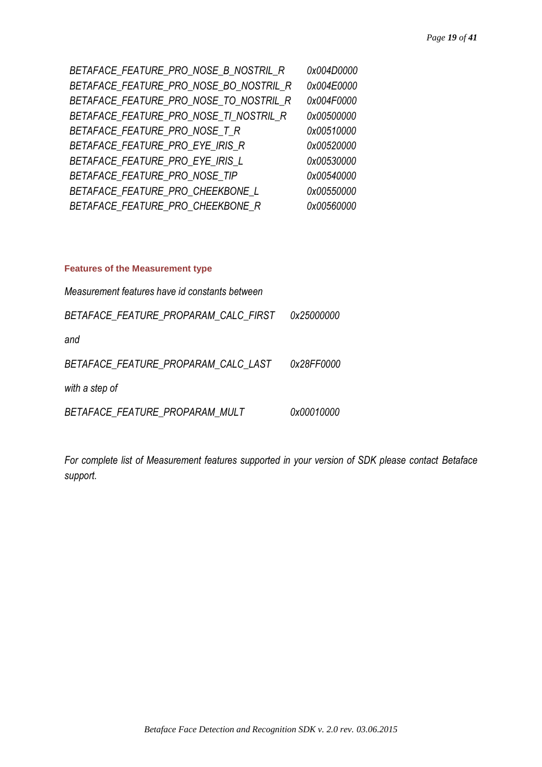| | |
|---|---|
| *BETAFACE_FEATURE_PRO_NOSE_B_NOSTRIL_R* | *0x004D0000* |
| *BETAFACE_FEATURE_PRO_NOSE_BO_NOSTRIL_R* | *0x004E0000* |
| *BETAFACE_FEATURE_PRO_NOSE_TO_NOSTRIL_R* | *0x004F0000* |
| *BETAFACE_FEATURE_PRO_NOSE_TI_NOSTRIL_R* | *0x00500000* |
| *BETAFACE_FEATURE_PRO_NOSE_T_R* | *0x00510000* |
| *BETAFACE_FEATURE_PRO_EYE_IRIS_R* | *0x00520000* |
| *BETAFACE_FEATURE_PRO_EYE_IRIS_L* | *0x00530000* |
| *BETAFACE_FEATURE_PRO_NOSE_TIP* | *0x00540000* |
| *BETAFACE_FEATURE_PRO_CHEEKBONE_L* | *0x00550000* |
| *BETAFACE_FEATURE_PRO_CHEEKBONE_R* | *0x00560000* |

### Features of the Measurement type

*Measurement features have id constants between*

*BETAFACE_FEATURE_PROPARAM_CALC_FIRST 0x25000000*

*and*

*BETAFACE_FEATURE_PROPARAM_CALC_LAST 0x28FF0000*

*with a step of*

*BETAFACE_FEATURE_PROPARAM_MULT 0x00010000*

*For complete list of Measurement features supported in your version of SDK please contact Betaface support.*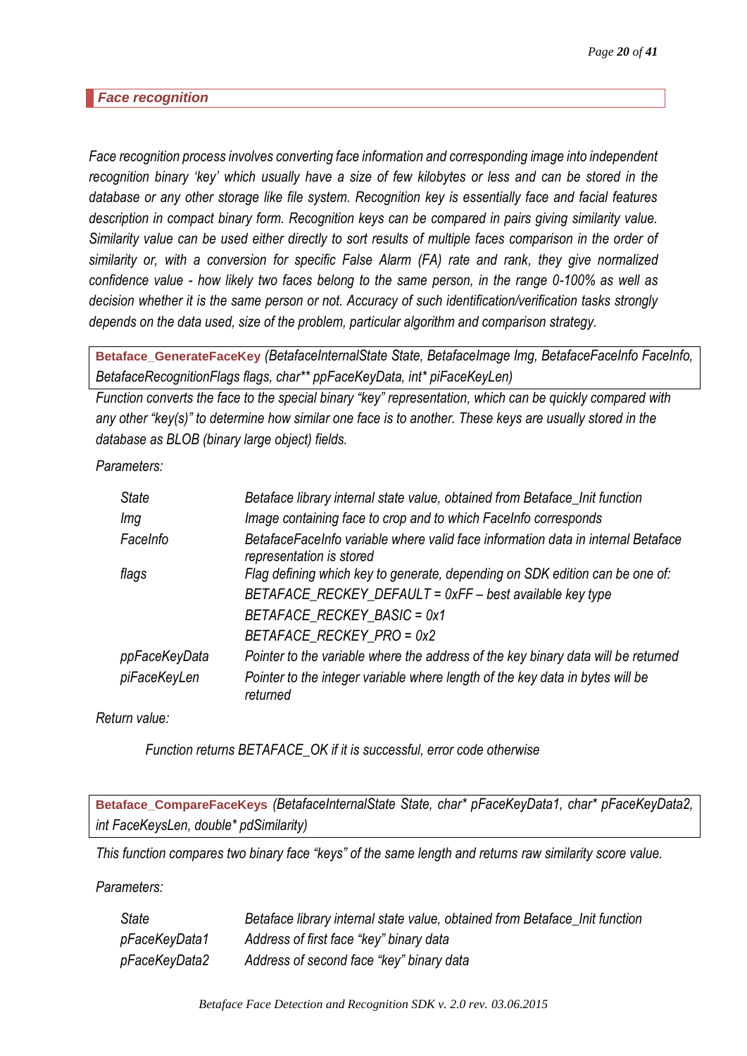## *Face recognition*

*Face recognition process involves converting face information and corresponding image into independent recognition binary 'key' which usually have a size of few kilobytes or less and can be stored in the database or any other storage like file system. Recognition key is essentially face and facial features description in compact binary form. Recognition keys can be compared in pairs giving similarity value. Similarity value can be used either directly to sort results of multiple faces comparison in the order of similarity or, with a conversion for specific False Alarm (FA) rate and rank, they give normalized confidence value - how likely two faces belong to the same person, in the range 0-100% as well as decision whether it is the same person or not. Accuracy of such identification/verification tasks strongly depends on the data used, size of the problem, particular algorithm and comparison strategy.*

**Betaface_GenerateFaceKey** *(BetafaceInternalState State, BetafaceImage Img, BetafaceFaceInfo FaceInfo, BetafaceRecognitionFlags flags, char** ppFaceKeyData, int* piFaceKeyLen)*

*Function converts the face to the special binary "key" representation, which can be quickly compared with any other "key(s)" to determine how similar one face is to another. These keys are usually stored in the database as BLOB (binary large object) fields.*

*Parameters:*

| | |
|---|---|
| *State* | *Betaface library internal state value, obtained from Betaface_Init function* |
| *Img* | *Image containing face to crop and to which FaceInfo corresponds* |
| *FaceInfo* | *BetafaceFaceInfo variable where valid face information data in internal Betaface representation is stored* |
| *flags* | *Flag defining which key to generate, depending on SDK edition can be one of:*<br>*BETAFACE_RECKEY_DEFAULT = 0xFF – best available key type*<br>*BETAFACE_RECKEY_BASIC = 0x1*<br>*BETAFACE_RECKEY_PRO = 0x2* |
| *ppFaceKeyData* | *Pointer to the variable where the address of the key binary data will be returned* |
| *piFaceKeyLen* | *Pointer to the integer variable where length of the key data in bytes will be returned* |

*Return value:*

*Function returns BETAFACE_OK if it is successful, error code otherwise*

**Betaface_CompareFaceKeys** *(BetafaceInternalState State, char* pFaceKeyData1, char* pFaceKeyData2, int FaceKeysLen, double* pdSimilarity)*

*This function compares two binary face "keys" of the same length and returns raw similarity score value.*

*Parameters:*

| | |
|---|---|
| *State* | *Betaface library internal state value, obtained from Betaface_Init function* |
| *pFaceKeyData1* | *Address of first face "key" binary data* |
| *pFaceKeyData2* | *Address of second face "key" binary data* |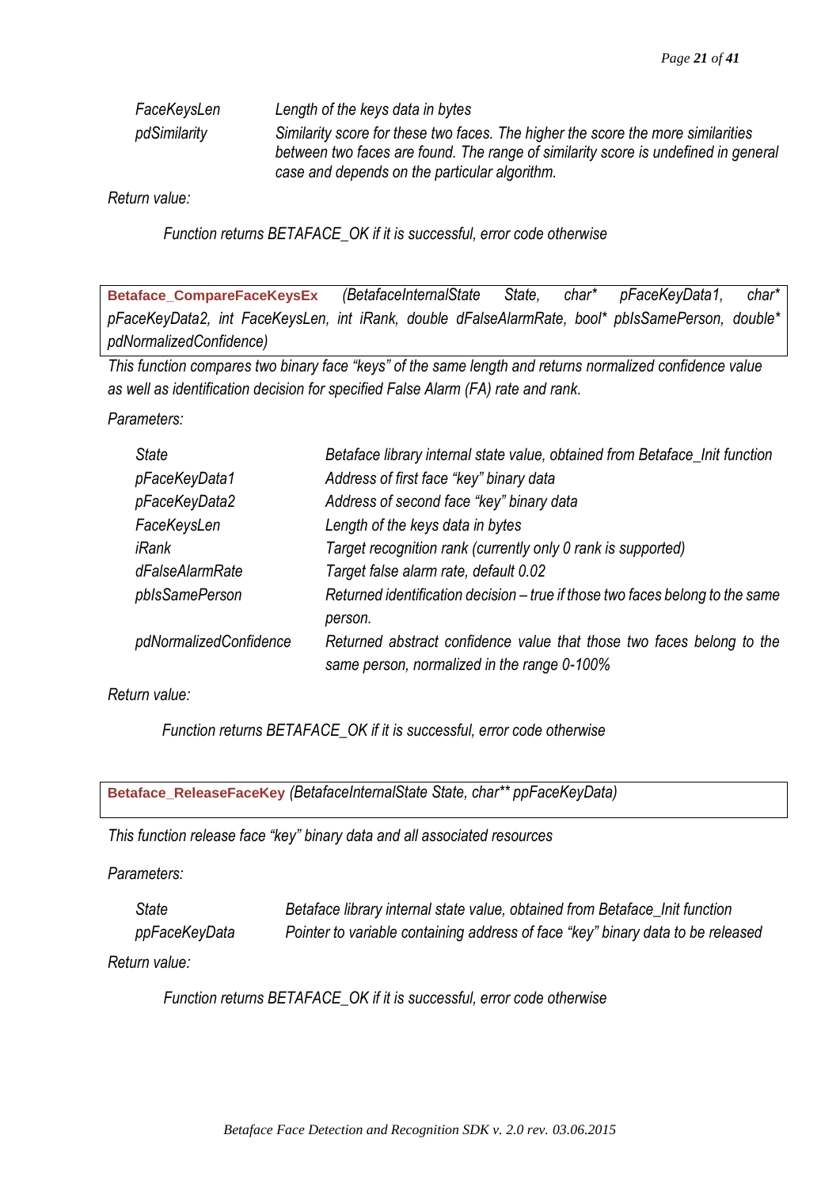| | |
|---|---|
| *FaceKeysLen* | *Length of the keys data in bytes* |
| *pdSimilarity* | *Similarity score for these two faces. The higher the score the more similarities between two faces are found. The range of similarity score is undefined in general case and depends on the particular algorithm.* |

*Return value:*

*Function returns BETAFACE_OK if it is successful, error code otherwise*

**Betaface_CompareFaceKeysEx** *(BetafaceInternalState State, char* pFaceKeyData1, char* pFaceKeyData2, int FaceKeysLen, int iRank, double dFalseAlarmRate, bool* pbIsSamePerson, double* pdNormalizedConfidence)*

*This function compares two binary face "keys" of the same length and returns normalized confidence value as well as identification decision for specified False Alarm (FA) rate and rank.*

*Parameters:*

| | |
|---|---|
| *State* | *Betaface library internal state value, obtained from Betaface_Init function* |
| *pFaceKeyData1* | *Address of first face "key" binary data* |
| *pFaceKeyData2* | *Address of second face "key" binary data* |
| *FaceKeysLen* | *Length of the keys data in bytes* |
| *iRank* | *Target recognition rank (currently only 0 rank is supported)* |
| *dFalseAlarmRate* | *Target false alarm rate, default 0.02* |
| *pbIsSamePerson* | *Returned identification decision – true if those two faces belong to the same person.* |
| *pdNormalizedConfidence* | *Returned abstract confidence value that those two faces belong to the same person, normalized in the range 0-100%* |

*Return value:*

*Function returns BETAFACE_OK if it is successful, error code otherwise*

**Betaface_ReleaseFaceKey** *(BetafaceInternalState State, char** ppFaceKeyData)*

*This function release face "key" binary data and all associated resources*

*Parameters:*

| | |
|---|---|
| *State* | *Betaface library internal state value, obtained from Betaface_Init function* |
| *ppFaceKeyData* | *Pointer to variable containing address of face "key" binary data to be released* |

*Return value:*

*Function returns BETAFACE_OK if it is successful, error code otherwise*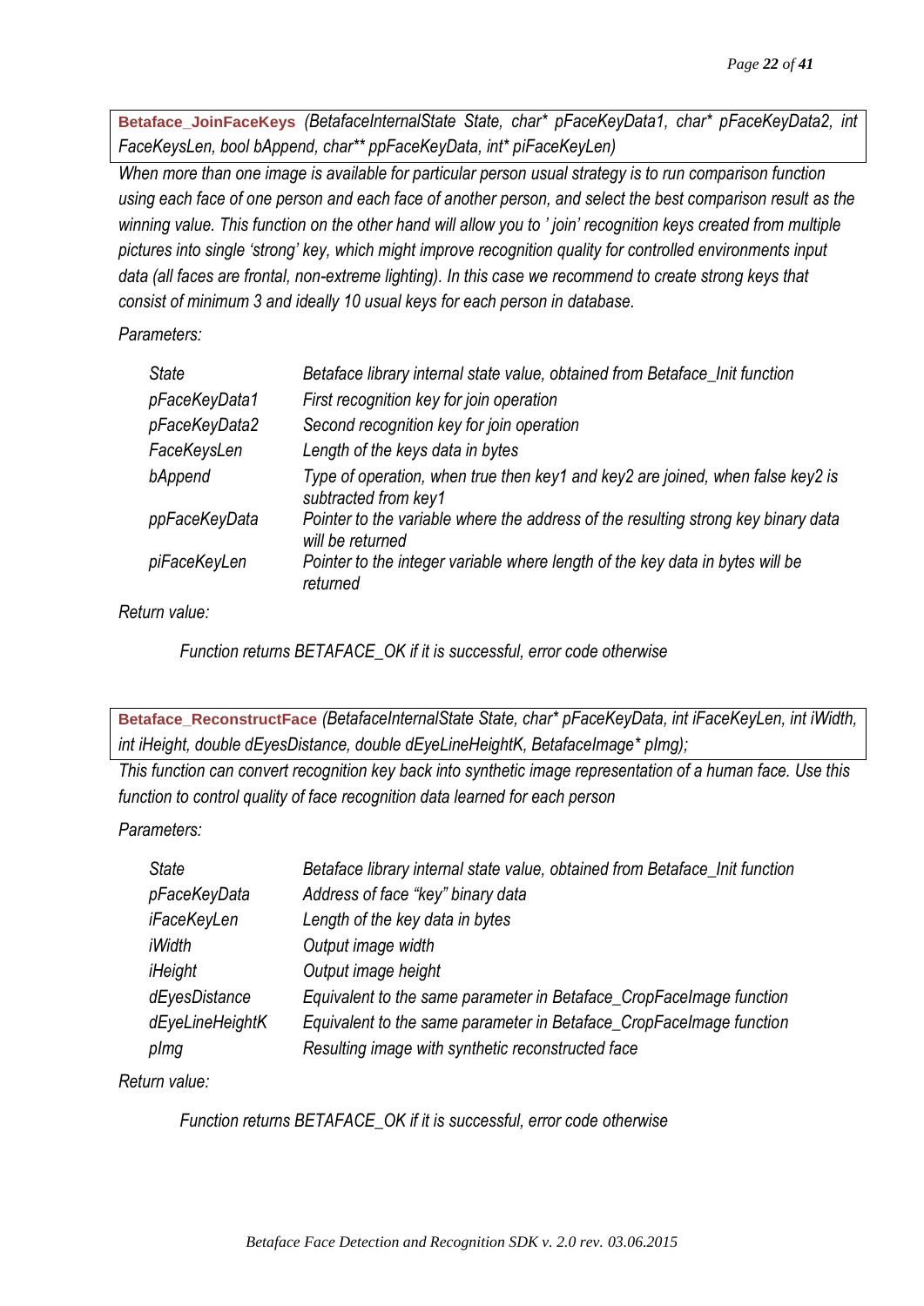**Betaface_JoinFaceKeys** *(BetafaceInternalState State, char* pFaceKeyData1, char* pFaceKeyData2, int FaceKeysLen, bool bAppend, char** ppFaceKeyData, int* piFaceKeyLen)*

*When more than one image is available for particular person usual strategy is to run comparison function using each face of one person and each face of another person, and select the best comparison result as the winning value. This function on the other hand will allow you to ' join' recognition keys created from multiple pictures into single 'strong' key, which might improve recognition quality for controlled environments input data (all faces are frontal, non-extreme lighting). In this case we recommend to create strong keys that consist of minimum 3 and ideally 10 usual keys for each person in database.*

*Parameters:*

| | |
|---|---|
| *State* | *Betaface library internal state value, obtained from Betaface_Init function* |
| *pFaceKeyData1* | *First recognition key for join operation* |
| *pFaceKeyData2* | *Second recognition key for join operation* |
| *FaceKeysLen* | *Length of the keys data in bytes* |
| *bAppend* | *Type of operation, when true then key1 and key2 are joined, when false key2 is subtracted from key1* |
| *ppFaceKeyData* | *Pointer to the variable where the address of the resulting strong key binary data will be returned* |
| *piFaceKeyLen* | *Pointer to the integer variable where length of the key data in bytes will be returned* |

*Return value:*

*Function returns BETAFACE_OK if it is successful, error code otherwise*

**Betaface_ReconstructFace** *(BetafaceInternalState State, char* pFaceKeyData, int iFaceKeyLen, int iWidth, int iHeight, double dEyesDistance, double dEyeLineHeightK, BetafaceImage* pImg);*

*This function can convert recognition key back into synthetic image representation of a human face. Use this function to control quality of face recognition data learned for each person*

*Parameters:*

| | |
|---|---|
| *State* | *Betaface library internal state value, obtained from Betaface_Init function* |
| *pFaceKeyData* | *Address of face "key" binary data* |
| *iFaceKeyLen* | *Length of the key data in bytes* |
| *iWidth* | *Output image width* |
| *iHeight* | *Output image height* |
| *dEyesDistance* | *Equivalent to the same parameter in Betaface_CropFaceImage function* |
| *dEyeLineHeightK* | *Equivalent to the same parameter in Betaface_CropFaceImage function* |
| *pImg* | *Resulting image with synthetic reconstructed face* |

*Return value:*

*Function returns BETAFACE_OK if it is successful, error code otherwise*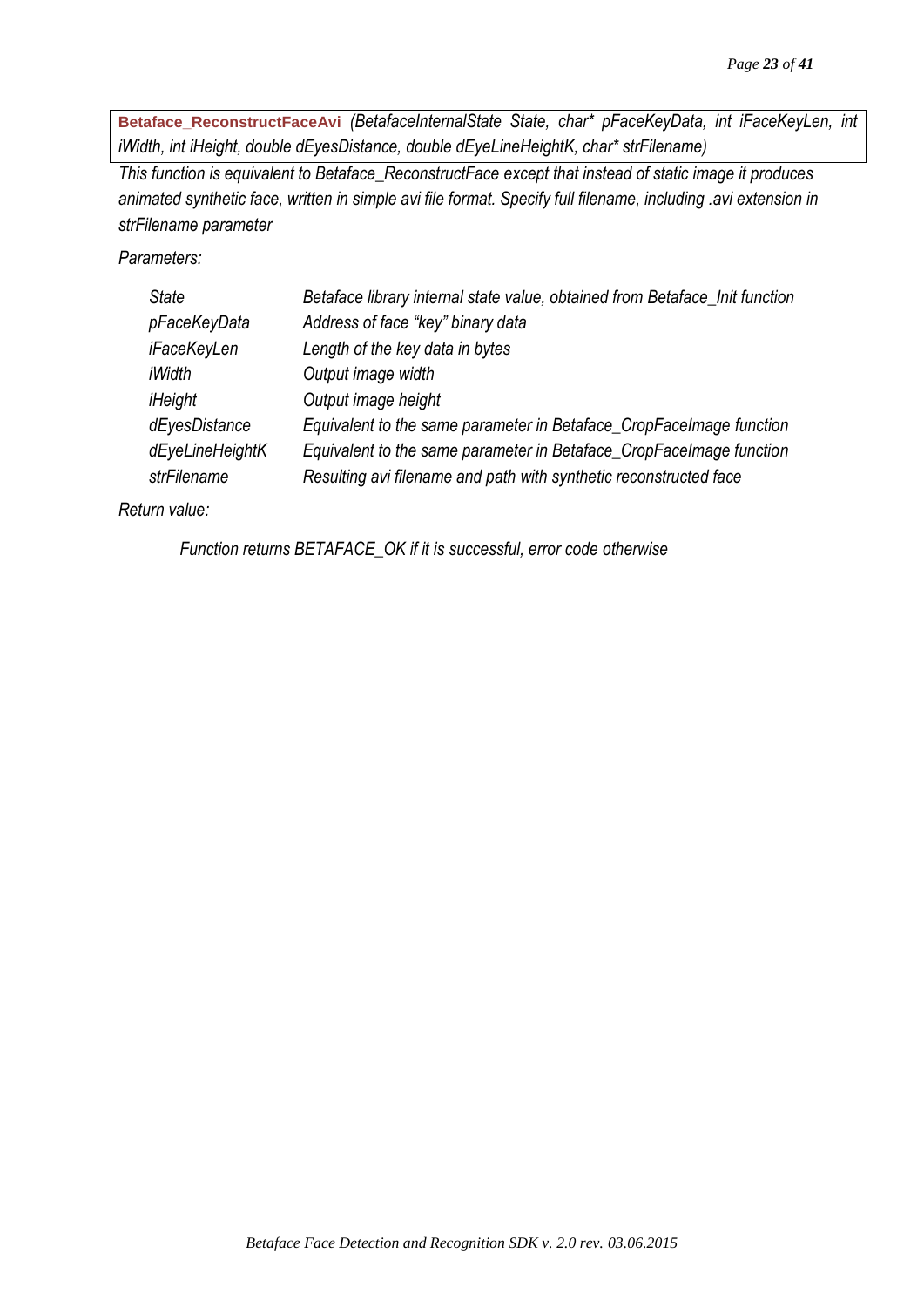**Betaface_ReconstructFaceAvi** *(BetafaceInternalState State, char* pFaceKeyData, int iFaceKeyLen, int iWidth, int iHeight, double dEyesDistance, double dEyeLineHeightK, char* strFilename)*

*This function is equivalent to Betaface_ReconstructFace except that instead of static image it produces animated synthetic face, written in simple avi file format. Specify full filename, including .avi extension in strFilename parameter*

*Parameters:*

| | |
|---|---|
| *State* | *Betaface library internal state value, obtained from Betaface_Init function* |
| *pFaceKeyData* | *Address of face "key" binary data* |
| *iFaceKeyLen* | *Length of the key data in bytes* |
| *iWidth* | *Output image width* |
| *iHeight* | *Output image height* |
| *dEyesDistance* | *Equivalent to the same parameter in Betaface_CropFaceImage function* |
| *dEyeLineHeightK* | *Equivalent to the same parameter in Betaface_CropFaceImage function* |
| *strFilename* | *Resulting avi filename and path with synthetic reconstructed face* |

*Return value:*

*Function returns BETAFACE_OK if it is successful, error code otherwise*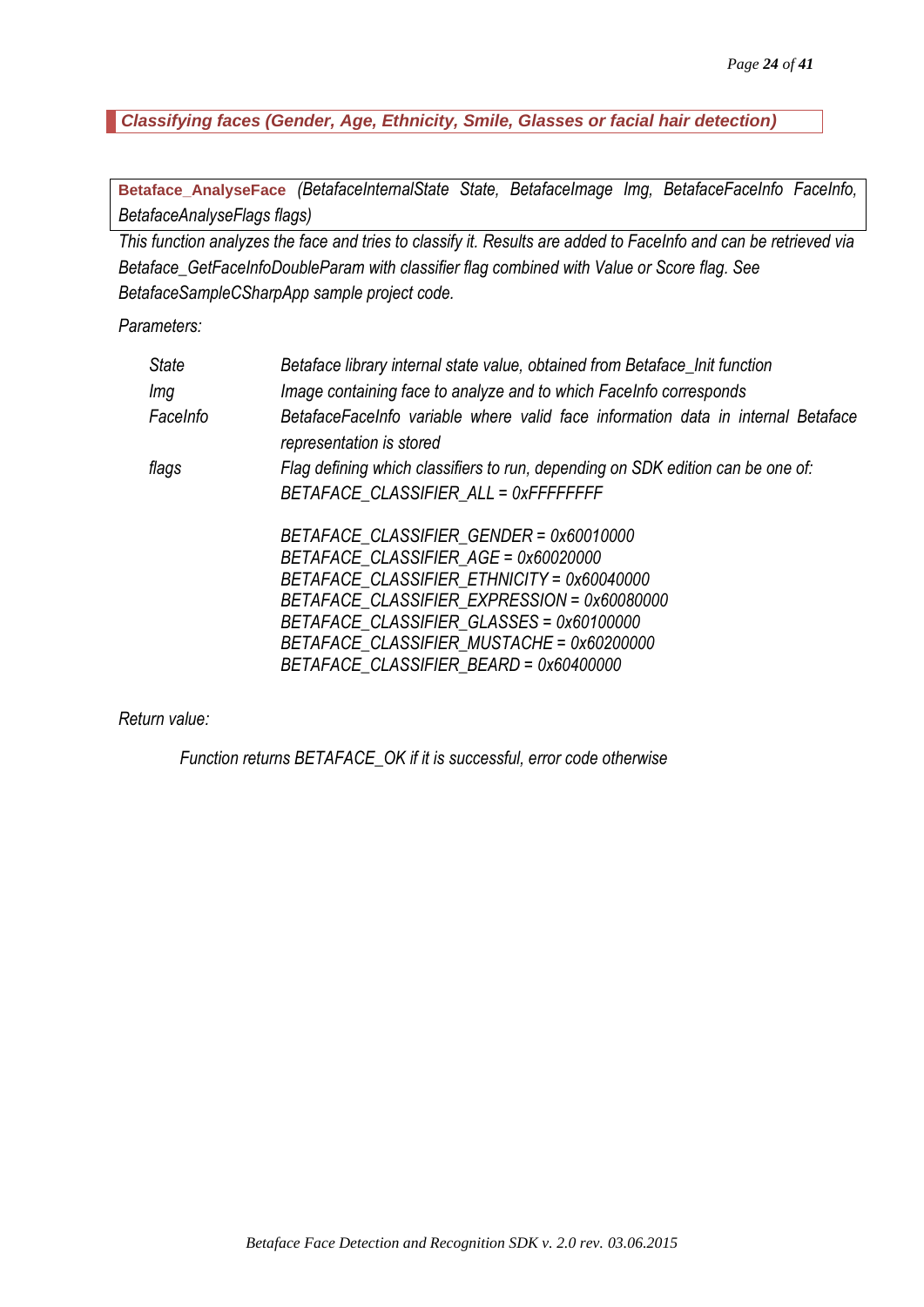## *Classifying faces (Gender, Age, Ethnicity, Smile, Glasses or facial hair detection)*

**Betaface_AnalyseFace** *(BetafaceInternalState State, BetafaceImage Img, BetafaceFaceInfo FaceInfo, BetafaceAnalyseFlags flags)*

*This function analyzes the face and tries to classify it. Results are added to FaceInfo and can be retrieved via Betaface_GetFaceInfoDoubleParam with classifier flag combined with Value or Score flag. See BetafaceSampleCSharpApp sample project code.*

*Parameters:*

| | |
|---|---|
| *State* | *Betaface library internal state value, obtained from Betaface_Init function* |
| *Img* | *Image containing face to analyze and to which FaceInfo corresponds* |
| *FaceInfo* | *BetafaceFaceInfo variable where valid face information data in internal Betaface representation is stored* |
| *flags* | *Flag defining which classifiers to run, depending on SDK edition can be one of:*<br>*BETAFACE_CLASSIFIER_ALL = 0xFFFFFFFF*<br><br>*BETAFACE_CLASSIFIER_GENDER = 0x60010000*<br>*BETAFACE_CLASSIFIER_AGE = 0x60020000*<br>*BETAFACE_CLASSIFIER_ETHNICITY = 0x60040000*<br>*BETAFACE_CLASSIFIER_EXPRESSION = 0x60080000*<br>*BETAFACE_CLASSIFIER_GLASSES = 0x60100000*<br>*BETAFACE_CLASSIFIER_MUSTACHE = 0x60200000*<br>*BETAFACE_CLASSIFIER_BEARD = 0x60400000* |

*Return value:*

*Function returns BETAFACE_OK if it is successful, error code otherwise*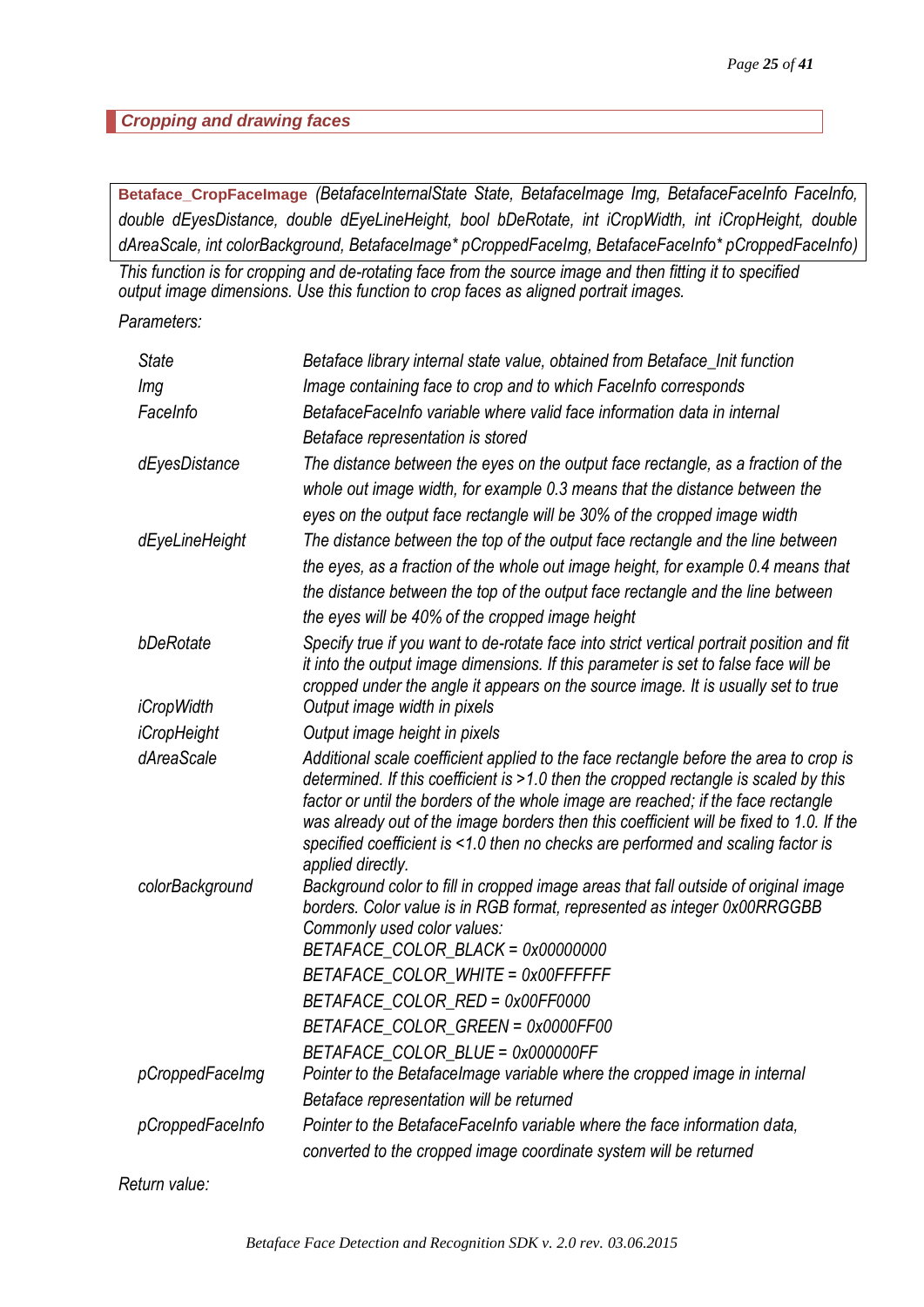## *Cropping and drawing faces*

**Betaface_CropFaceImage** *(BetafaceInternalState State, BetafaceImage Img, BetafaceFaceInfo FaceInfo, double dEyesDistance, double dEyeLineHeight, bool bDeRotate, int iCropWidth, int iCropHeight, double dAreaScale, int colorBackground, BetafaceImage* pCroppedFaceImg, BetafaceFaceInfo* pCroppedFaceInfo)*

*This function is for cropping and de-rotating face from the source image and then fitting it to specified output image dimensions. Use this function to crop faces as aligned portrait images.*

*Parameters:*

| | |
|---|---|
| *State* | *Betaface library internal state value, obtained from Betaface_Init function* |
| *Img* | *Image containing face to crop and to which FaceInfo corresponds* |
| *FaceInfo* | *BetafaceFaceInfo variable where valid face information data in internal Betaface representation is stored* |
| *dEyesDistance* | *The distance between the eyes on the output face rectangle, as a fraction of the whole out image width, for example 0.3 means that the distance between the eyes on the output face rectangle will be 30% of the cropped image width* |
| *dEyeLineHeight* | *The distance between the top of the output face rectangle and the line between the eyes, as a fraction of the whole out image height, for example 0.4 means that the distance between the top of the output face rectangle and the line between the eyes will be 40% of the cropped image height* |
| *bDeRotate* | *Specify true if you want to de-rotate face into strict vertical portrait position and fit it into the output image dimensions. If this parameter is set to false face will be cropped under the angle it appears on the source image. It is usually set to true* |
| *iCropWidth* | *Output image width in pixels* |
| *iCropHeight* | *Output image height in pixels* |
| *dAreaScale* | *Additional scale coefficient applied to the face rectangle before the area to crop is determined. If this coefficient is >1.0 then the cropped rectangle is scaled by this factor or until the borders of the whole image are reached; if the face rectangle was already out of the image borders then this coefficient will be fixed to 1.0. If the specified coefficient is <1.0 then no checks are performed and scaling factor is applied directly.* |
| *colorBackground* | *Background color to fill in cropped image areas that fall outside of original image borders. Color value is in RGB format, represented as integer 0x00RRGGBB Commonly used color values:*<br>*BETAFACE_COLOR_BLACK = 0x00000000*<br>*BETAFACE_COLOR_WHITE = 0x00FFFFFF*<br>*BETAFACE_COLOR_RED = 0x00FF0000*<br>*BETAFACE_COLOR_GREEN = 0x0000FF00*<br>*BETAFACE_COLOR_BLUE = 0x000000FF* |
| *pCroppedFaceImg* | *Pointer to the BetafaceImage variable where the cropped image in internal Betaface representation will be returned* |
| *pCroppedFaceInfo* | *Pointer to the BetafaceFaceInfo variable where the face information data, converted to the cropped image coordinate system will be returned* |

*Return value:*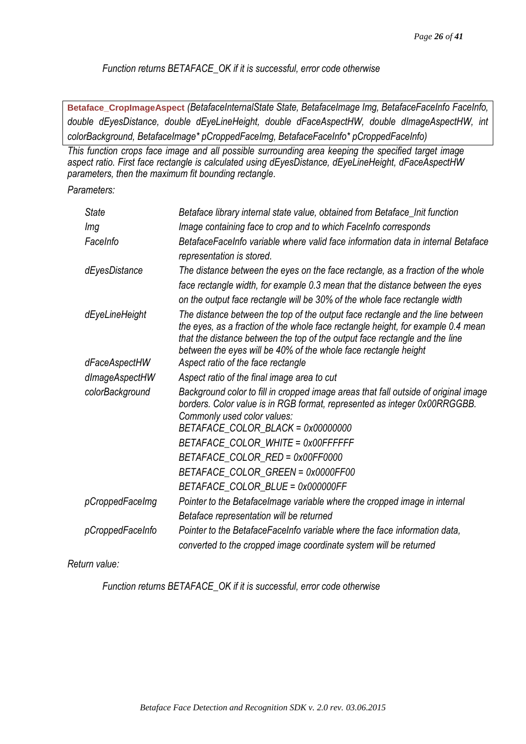*Function returns BETAFACE_OK if it is successful, error code otherwise*

**Betaface_CropImageAspect** *(BetafaceInternalState State, BetafaceImage Img, BetafaceFaceInfo FaceInfo, double dEyesDistance, double dEyeLineHeight, double dFaceAspectHW, double dImageAspectHW, int colorBackground, BetafaceImage* pCroppedFaceImg, BetafaceFaceInfo* pCroppedFaceInfo)*

*This function crops face image and all possible surrounding area keeping the specified target image aspect ratio. First face rectangle is calculated using dEyesDistance, dEyeLineHeight, dFaceAspectHW parameters, then the maximum fit bounding rectangle.*

*Parameters:*

| | |
|---|---|
| *State* | *Betaface library internal state value, obtained from Betaface_Init function* |
| *Img* | *Image containing face to crop and to which FaceInfo corresponds* |
| *FaceInfo* | *BetafaceFaceInfo variable where valid face information data in internal Betaface representation is stored.* |
| *dEyesDistance* | *The distance between the eyes on the face rectangle, as a fraction of the whole face rectangle width, for example 0.3 mean that the distance between the eyes on the output face rectangle will be 30% of the whole face rectangle width* |
| *dEyeLineHeight* | *The distance between the top of the output face rectangle and the line between the eyes, as a fraction of the whole face rectangle height, for example 0.4 mean that the distance between the top of the output face rectangle and the line between the eyes will be 40% of the whole face rectangle height* |
| *dFaceAspectHW* | *Aspect ratio of the face rectangle* |
| *dImageAspectHW* | *Aspect ratio of the final image area to cut* |
| *colorBackground* | *Background color to fill in cropped image areas that fall outside of original image borders. Color value is in RGB format, represented as integer 0x00RRGGBB. Commonly used color values:*<br>*BETAFACE_COLOR_BLACK = 0x00000000*<br>*BETAFACE_COLOR_WHITE = 0x00FFFFFF*<br>*BETAFACE_COLOR_RED = 0x00FF0000*<br>*BETAFACE_COLOR_GREEN = 0x0000FF00*<br>*BETAFACE_COLOR_BLUE = 0x000000FF* |
| *pCroppedFaceImg* | *Pointer to the BetafaceImage variable where the cropped image in internal Betaface representation will be returned* |
| *pCroppedFaceInfo* | *Pointer to the BetafaceFaceInfo variable where the face information data, converted to the cropped image coordinate system will be returned* |

*Return value:*

*Function returns BETAFACE_OK if it is successful, error code otherwise*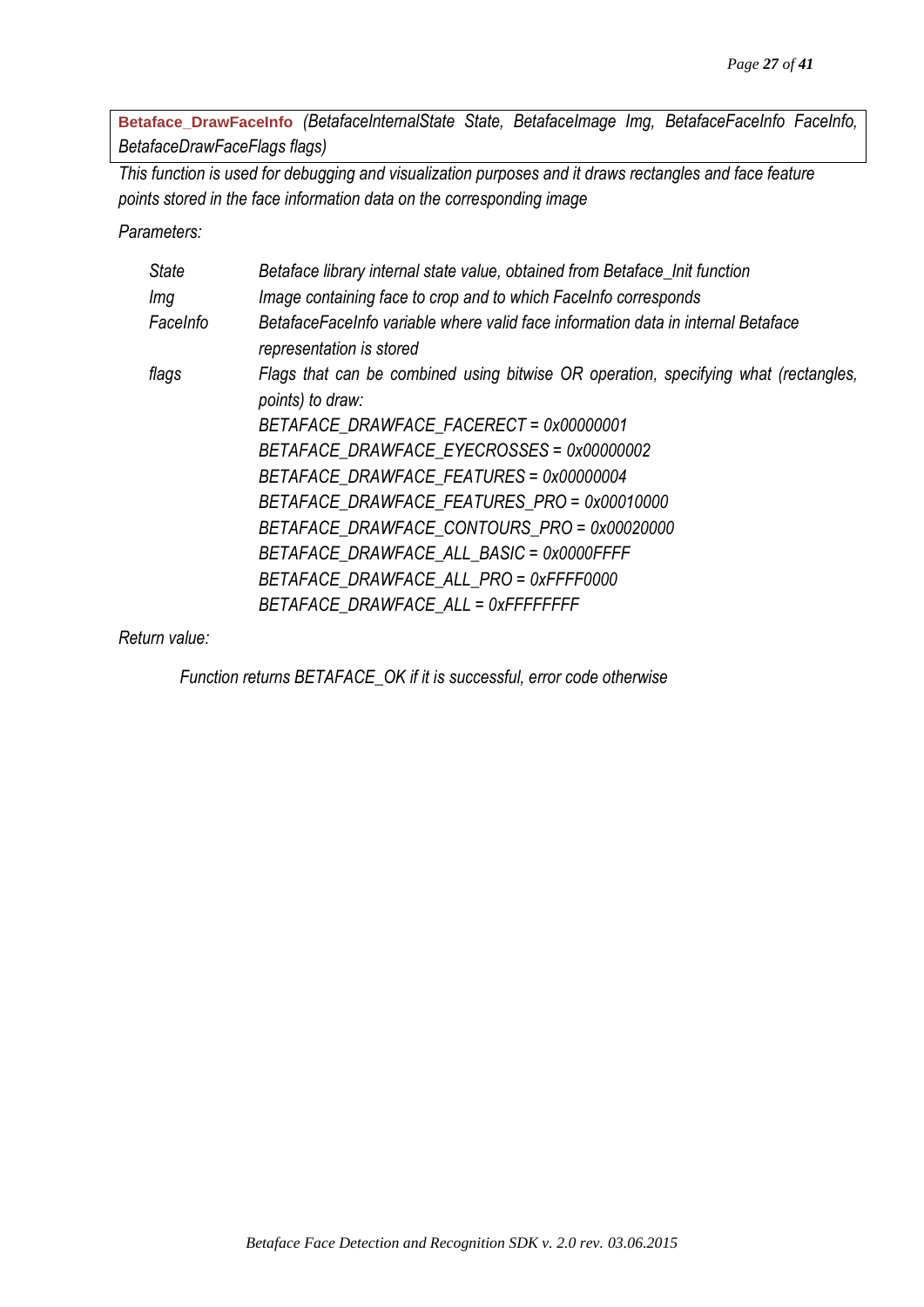**Betaface_DrawFaceInfo** *(BetafaceInternalState State, BetafaceImage Img, BetafaceFaceInfo FaceInfo, BetafaceDrawFaceFlags flags)*

*This function is used for debugging and visualization purposes and it draws rectangles and face feature points stored in the face information data on the corresponding image*

*Parameters:*

| | |
|---|---|
| *State* | *Betaface library internal state value, obtained from Betaface_Init function* |
| *Img* | *Image containing face to crop and to which FaceInfo corresponds* |
| *FaceInfo* | *BetafaceFaceInfo variable where valid face information data in internal Betaface representation is stored* |
| *flags* | *Flags that can be combined using bitwise OR operation, specifying what (rectangles, points) to draw:*<br>*BETAFACE_DRAWFACE_FACERECT = 0x00000001*<br>*BETAFACE_DRAWFACE_EYECROSSES = 0x00000002*<br>*BETAFACE_DRAWFACE_FEATURES = 0x00000004*<br>*BETAFACE_DRAWFACE_FEATURES_PRO = 0x00010000*<br>*BETAFACE_DRAWFACE_CONTOURS_PRO = 0x00020000*<br>*BETAFACE_DRAWFACE_ALL_BASIC = 0x0000FFFF*<br>*BETAFACE_DRAWFACE_ALL_PRO = 0xFFFF0000*<br>*BETAFACE_DRAWFACE_ALL = 0xFFFFFFFF* |

*Return value:*

*Function returns BETAFACE_OK if it is successful, error code otherwise*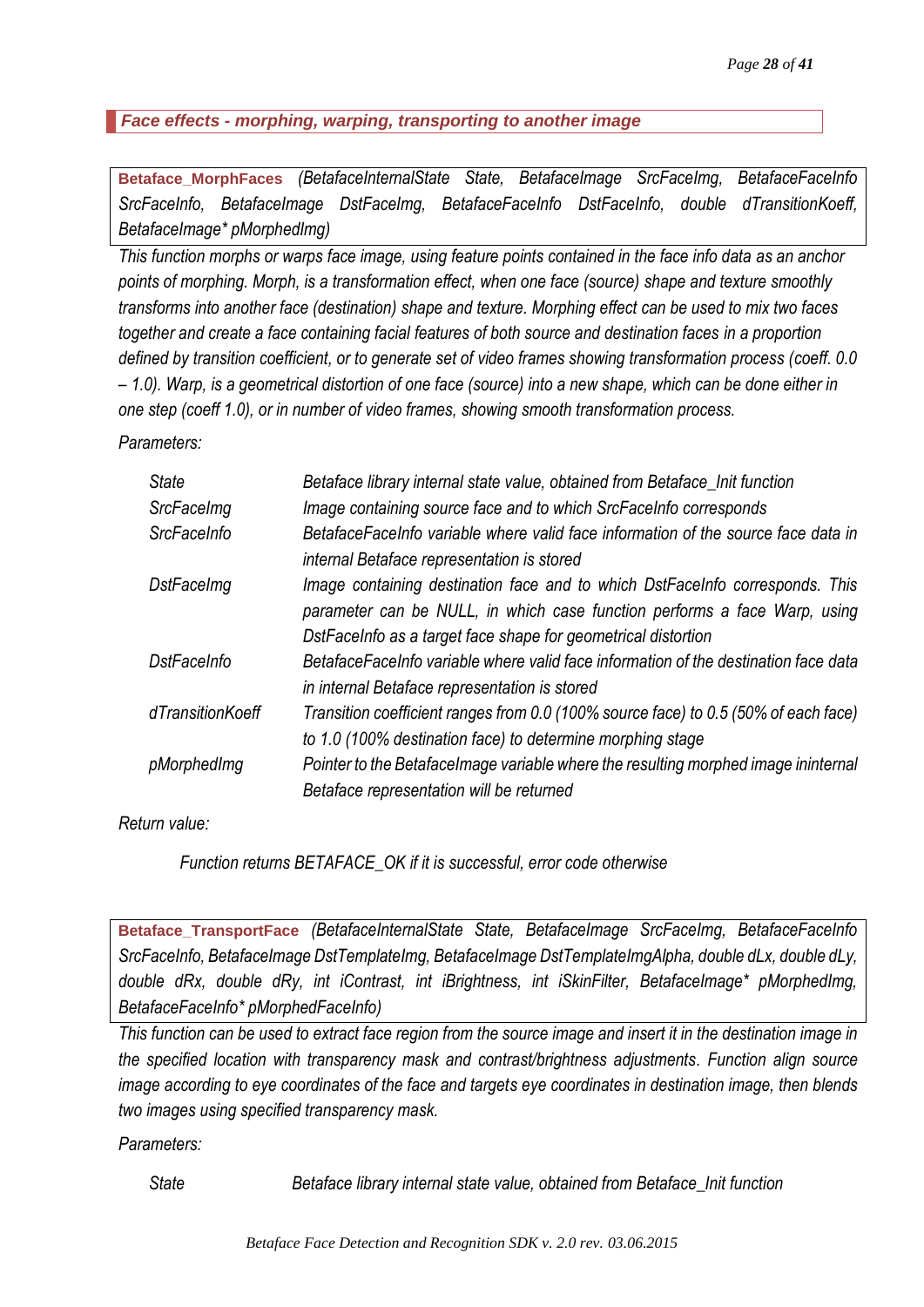## *Face effects - morphing, warping, transporting to another image*

**Betaface_MorphFaces** *(BetafaceInternalState State, BetafaceImage SrcFaceImg, BetafaceFaceInfo SrcFaceInfo, BetafaceImage DstFaceImg, BetafaceFaceInfo DstFaceInfo, double dTransitionKoeff, BetafaceImage* pMorphedImg)*

*This function morphs or warps face image, using feature points contained in the face info data as an anchor points of morphing. Morph, is a transformation effect, when one face (source) shape and texture smoothly transforms into another face (destination) shape and texture. Morphing effect can be used to mix two faces together and create a face containing facial features of both source and destination faces in a proportion defined by transition coefficient, or to generate set of video frames showing transformation process (coeff. 0.0 – 1.0). Warp, is a geometrical distortion of one face (source) into a new shape, which can be done either in one step (coeff 1.0), or in number of video frames, showing smooth transformation process.*

*Parameters:*

| | |
|---|---|
| *State* | *Betaface library internal state value, obtained from Betaface_Init function* |
| *SrcFaceImg* | *Image containing source face and to which SrcFaceInfo corresponds* |
| *SrcFaceInfo* | *BetafaceFaceInfo variable where valid face information of the source face data in internal Betaface representation is stored* |
| *DstFaceImg* | *Image containing destination face and to which DstFaceInfo corresponds. This parameter can be NULL, in which case function performs a face Warp, using DstFaceInfo as a target face shape for geometrical distortion* |
| *DstFaceInfo* | *BetafaceFaceInfo variable where valid face information of the destination face data in internal Betaface representation is stored* |
| *dTransitionKoeff* | *Transition coefficient ranges from 0.0 (100% source face) to 0.5 (50% of each face) to 1.0 (100% destination face) to determine morphing stage* |
| *pMorphedImg* | *Pointer to the BetafaceImage variable where the resulting morphed image ininternal Betaface representation will be returned* |

*Return value:*

*Function returns BETAFACE_OK if it is successful, error code otherwise*

**Betaface_TransportFace** *(BetafaceInternalState State, BetafaceImage SrcFaceImg, BetafaceFaceInfo SrcFaceInfo, BetafaceImage DstTemplateImg, BetafaceImage DstTemplateImgAlpha, double dLx, double dLy, double dRx, double dRy, int iContrast, int iBrightness, int iSkinFilter, BetafaceImage* pMorphedImg, BetafaceFaceInfo* pMorphedFaceInfo)*

*This function can be used to extract face region from the source image and insert it in the destination image in the specified location with transparency mask and contrast/brightness adjustments. Function align source image according to eye coordinates of the face and targets eye coordinates in destination image, then blends two images using specified transparency mask.*

*Parameters:*

| | |
|---|---|
| *State* | *Betaface library internal state value, obtained from Betaface_Init function* |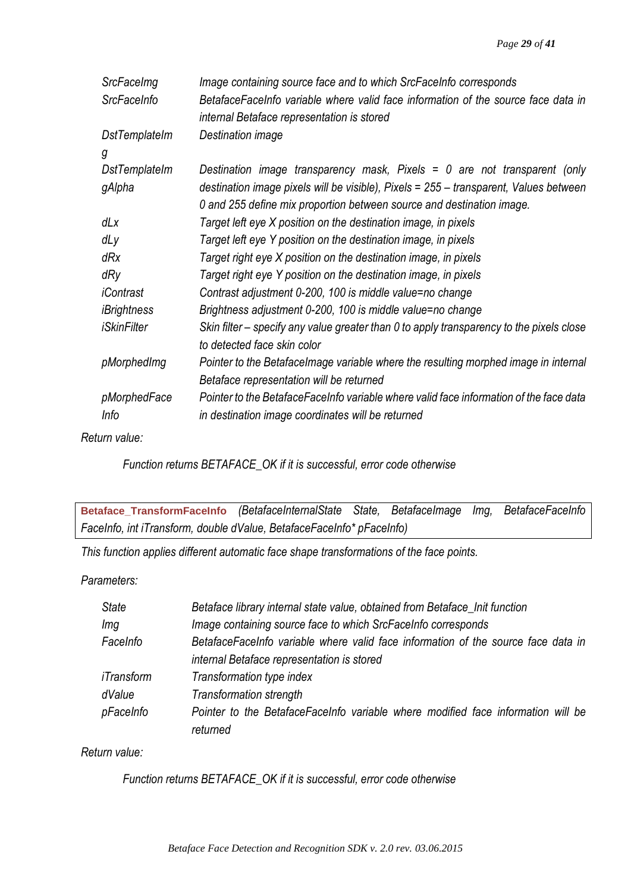| | |
|---|---|
| *SrcFaceImg* | *Image containing source face and to which SrcFaceInfo corresponds* |
| *SrcFaceInfo* | *BetafaceFaceInfo variable where valid face information of the source face data in internal Betaface representation is stored* |
| *DstTemplateImg* | *Destination image* |
| *DstTemplateImgAlpha* | *Destination image transparency mask, Pixels = 0 are not transparent (only destination image pixels will be visible), Pixels = 255 – transparent, Values between 0 and 255 define mix proportion between source and destination image.* |
| *dLx* | *Target left eye X position on the destination image, in pixels* |
| *dLy* | *Target left eye Y position on the destination image, in pixels* |
| *dRx* | *Target right eye X position on the destination image, in pixels* |
| *dRy* | *Target right eye Y position on the destination image, in pixels* |
| *iContrast* | *Contrast adjustment 0-200, 100 is middle value=no change* |
| *iBrightness* | *Brightness adjustment 0-200, 100 is middle value=no change* |
| *iSkinFilter* | *Skin filter – specify any value greater than 0 to apply transparency to the pixels close to detected face skin color* |
| *pMorphedImg* | *Pointer to the BetafaceImage variable where the resulting morphed image in internal Betaface representation will be returned* |
| *pMorphedFaceInfo* | *Pointer to the BetafaceFaceInfo variable where valid face information of the face data in destination image coordinates will be returned* |

*Return value:*

*Function returns BETAFACE_OK if it is successful, error code otherwise*

**Betaface_TransformFaceInfo** *(BetafaceInternalState State, BetafaceImage Img, BetafaceFaceInfo FaceInfo, int iTransform, double dValue, BetafaceFaceInfo* pFaceInfo)*

*This function applies different automatic face shape transformations of the face points.*

*Parameters:*

| | |
|---|---|
| *State* | *Betaface library internal state value, obtained from Betaface_Init function* |
| *Img* | *Image containing source face to which SrcFaceInfo corresponds* |
| *FaceInfo* | *BetafaceFaceInfo variable where valid face information of the source face data in internal Betaface representation is stored* |
| *iTransform* | *Transformation type index* |
| *dValue* | *Transformation strength* |
| *pFaceInfo* | *Pointer to the BetafaceFaceInfo variable where modified face information will be returned* |

*Return value:*

*Function returns BETAFACE_OK if it is successful, error code otherwise*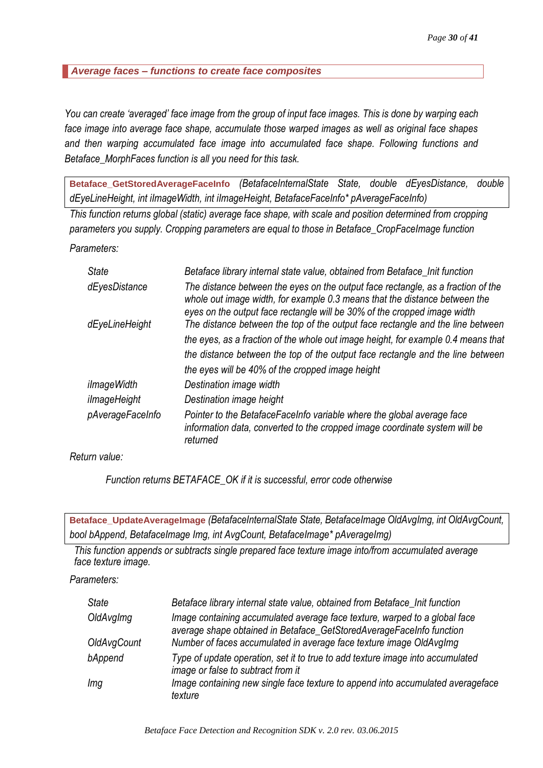## *Average faces – functions to create face composites*

*You can create 'averaged' face image from the group of input face images. This is done by warping each face image into average face shape, accumulate those warped images as well as original face shapes and then warping accumulated face image into accumulated face shape. Following functions and Betaface_MorphFaces function is all you need for this task.*

**Betaface_GetStoredAverageFaceInfo** *(BetafaceInternalState State, double dEyesDistance, double dEyeLineHeight, int iImageWidth, int iImageHeight, BetafaceFaceInfo\* pAverageFaceInfo)*

*This function returns global (static) average face shape, with scale and position determined from cropping parameters you supply. Cropping parameters are equal to those in Betaface_CropFaceImage function*

*Parameters:*

| | |
|---|---|
| *State* | *Betaface library internal state value, obtained from Betaface_Init function* |
| *dEyesDistance* | *The distance between the eyes on the output face rectangle, as a fraction of the whole out image width, for example 0.3 means that the distance between the eyes on the output face rectangle will be 30% of the cropped image width* |
| *dEyeLineHeight* | *The distance between the top of the output face rectangle and the line between the eyes, as a fraction of the whole out image height, for example 0.4 means that the distance between the top of the output face rectangle and the line between the eyes will be 40% of the cropped image height* |
| *iImageWidth* | *Destination image width* |
| *iImageHeight* | *Destination image height* |
| *pAverageFaceInfo* | *Pointer to the BetafaceFaceInfo variable where the global average face information data, converted to the cropped image coordinate system will be returned* |

*Return value:*

*Function returns BETAFACE_OK if it is successful, error code otherwise*

**Betaface_UpdateAverageImage** *(BetafaceInternalState State, BetafaceImage OldAvgImg, int OldAvgCount, bool bAppend, BetafaceImage Img, int AvgCount, BetafaceImage\* pAverageImg)*

*This function appends or subtracts single prepared face texture image into/from accumulated average face texture image.*

*Parameters:*

| | |
|---|---|
| *State* | *Betaface library internal state value, obtained from Betaface_Init function* |
| *OldAvgImg* | *Image containing accumulated average face texture, warped to a global face average shape obtained in Betaface_GetStoredAverageFaceInfo function* |
| *OldAvgCount* | *Number of faces accumulated in average face texture image OldAvgImg* |
| *bAppend* | *Type of update operation, set it to true to add texture image into accumulated image or false to subtract from it* |
| *Img* | *Image containing new single face texture to append into accumulated averageface texture* |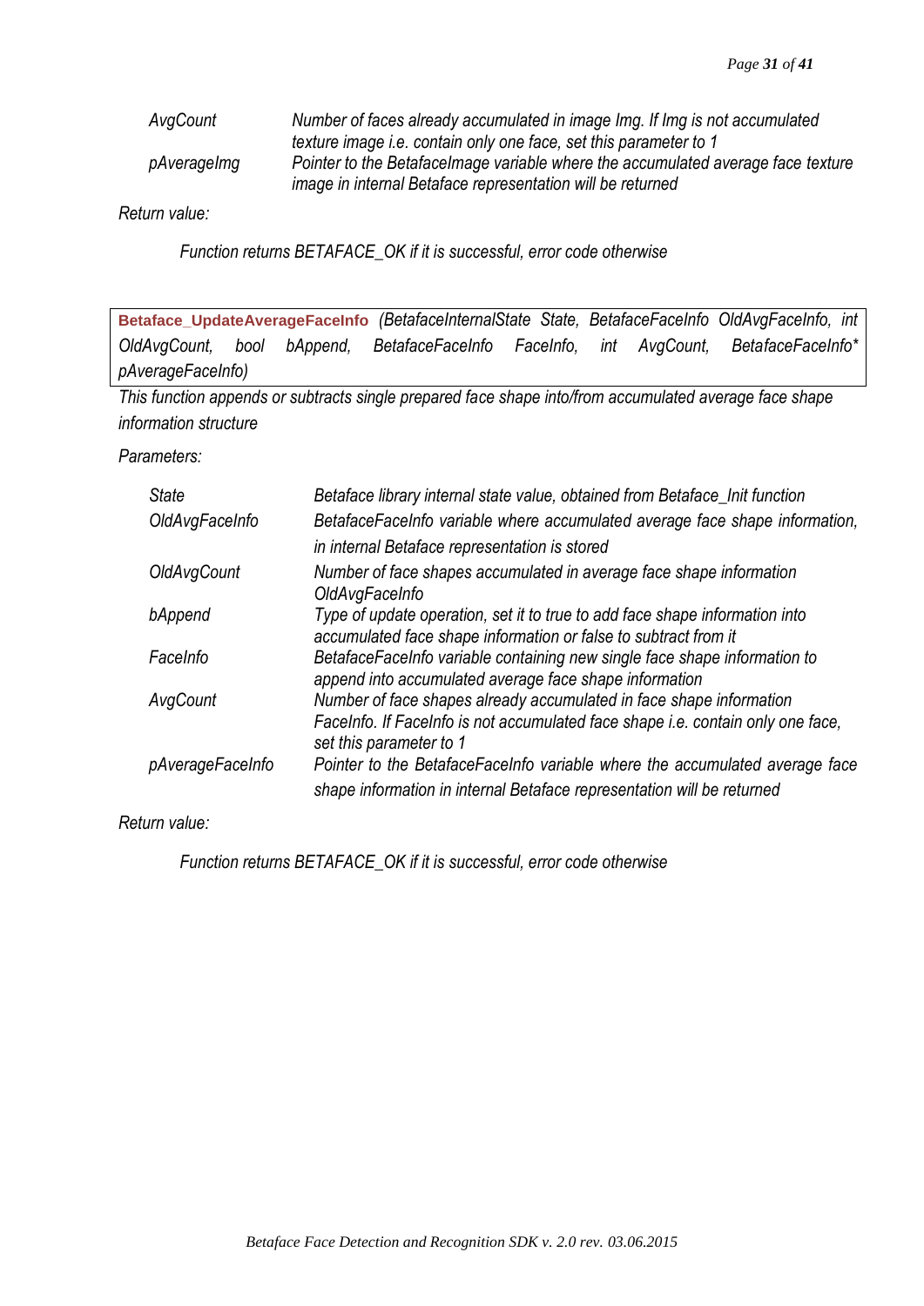| | |
|---|---|
| *AvgCount* | *Number of faces already accumulated in image Img. If Img is not accumulated texture image i.e. contain only one face, set this parameter to 1* |
| *pAverageImg* | *Pointer to the BetafaceImage variable where the accumulated average face texture image in internal Betaface representation will be returned* |

*Return value:*

*Function returns BETAFACE_OK if it is successful, error code otherwise*

**Betaface_UpdateAverageFaceInfo** *(BetafaceInternalState State, BetafaceFaceInfo OldAvgFaceInfo, int OldAvgCount, bool bAppend, BetafaceFaceInfo FaceInfo, int AvgCount, BetafaceFaceInfo* pAverageFaceInfo)*

*This function appends or subtracts single prepared face shape into/from accumulated average face shape information structure*

*Parameters:*

| | |
|---|---|
| *State* | *Betaface library internal state value, obtained from Betaface_Init function* |
| *OldAvgFaceInfo* | *BetafaceFaceInfo variable where accumulated average face shape information, in internal Betaface representation is stored* |
| *OldAvgCount* | *Number of face shapes accumulated in average face shape information OldAvgFaceInfo* |
| *bAppend* | *Type of update operation, set it to true to add face shape information into accumulated face shape information or false to subtract from it* |
| *FaceInfo* | *BetafaceFaceInfo variable containing new single face shape information to append into accumulated average face shape information* |
| *AvgCount* | *Number of face shapes already accumulated in face shape information FaceInfo. If FaceInfo is not accumulated face shape i.e. contain only one face, set this parameter to 1* |
| *pAverageFaceInfo* | *Pointer to the BetafaceFaceInfo variable where the accumulated average face shape information in internal Betaface representation will be returned* |

*Return value:*

*Function returns BETAFACE_OK if it is successful, error code otherwise*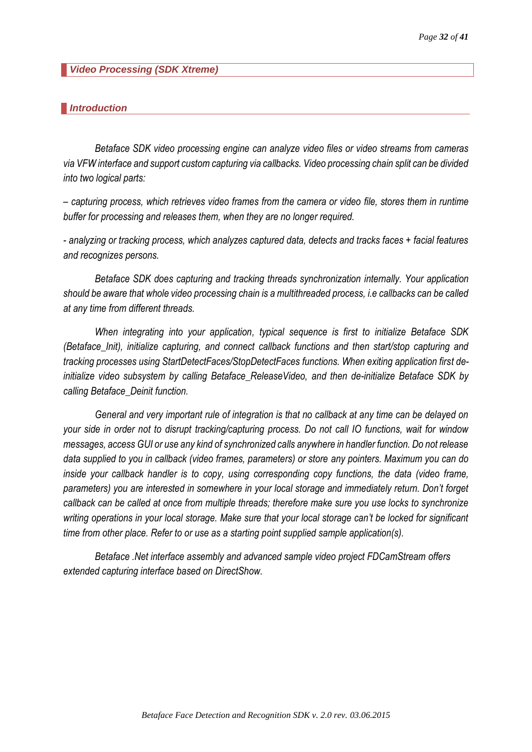## *Video Processing (SDK Xtreme)*

### *Introduction*

*Betaface SDK video processing engine can analyze video files or video streams from cameras via VFW interface and support custom capturing via callbacks. Video processing chain split can be divided into two logical parts:*

*– capturing process, which retrieves video frames from the camera or video file, stores them in runtime buffer for processing and releases them, when they are no longer required.*

*- analyzing or tracking process, which analyzes captured data, detects and tracks faces + facial features and recognizes persons.*

*Betaface SDK does capturing and tracking threads synchronization internally. Your application should be aware that whole video processing chain is a multithreaded process, i.e callbacks can be called at any time from different threads.*

*When integrating into your application, typical sequence is first to initialize Betaface SDK (Betaface_Init), initialize capturing, and connect callback functions and then start/stop capturing and tracking processes using StartDetectFaces/StopDetectFaces functions. When exiting application first de-initialize video subsystem by calling Betaface_ReleaseVideo, and then de-initialize Betaface SDK by calling Betaface_Deinit function.*

*General and very important rule of integration is that no callback at any time can be delayed on your side in order not to disrupt tracking/capturing process. Do not call IO functions, wait for window messages, access GUI or use any kind of synchronized calls anywhere in handler function. Do not release data supplied to you in callback (video frames, parameters) or store any pointers. Maximum you can do inside your callback handler is to copy, using corresponding copy functions, the data (video frame, parameters) you are interested in somewhere in your local storage and immediately return. Don't forget callback can be called at once from multiple threads; therefore make sure you use locks to synchronize writing operations in your local storage. Make sure that your local storage can't be locked for significant time from other place. Refer to or use as a starting point supplied sample application(s).*

*Betaface .Net interface assembly and advanced sample video project FDCamStream offers extended capturing interface based on DirectShow.*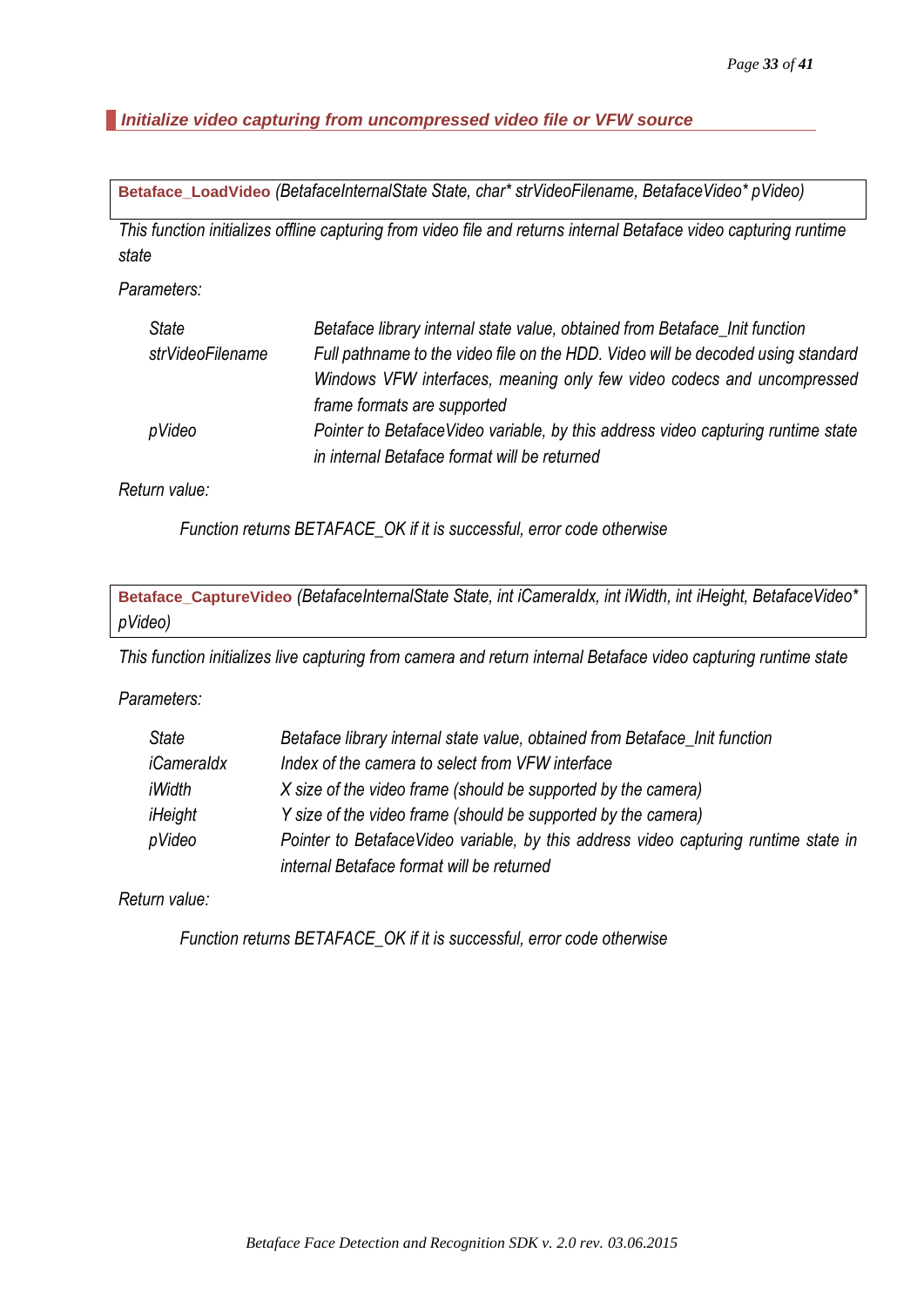## *Initialize video capturing from uncompressed video file or VFW source*

**Betaface_LoadVideo** *(BetafaceInternalState State, char* strVideoFilename, BetafaceVideo* pVideo)*

*This function initializes offline capturing from video file and returns internal Betaface video capturing runtime state*

*Parameters:*

| | |
|---|---|
| *State* | *Betaface library internal state value, obtained from Betaface_Init function* |
| *strVideoFilename* | *Full pathname to the video file on the HDD. Video will be decoded using standard Windows VFW interfaces, meaning only few video codecs and uncompressed frame formats are supported* |
| *pVideo* | *Pointer to BetafaceVideo variable, by this address video capturing runtime state in internal Betaface format will be returned* |

*Return value:*

*Function returns BETAFACE_OK if it is successful, error code otherwise*

**Betaface_CaptureVideo** *(BetafaceInternalState State, int iCameraIdx, int iWidth, int iHeight, BetafaceVideo* pVideo)*

*This function initializes live capturing from camera and return internal Betaface video capturing runtime state*

*Parameters:*

| | |
|---|---|
| *State* | *Betaface library internal state value, obtained from Betaface_Init function* |
| *iCameraIdx* | *Index of the camera to select from VFW interface* |
| *iWidth* | *X size of the video frame (should be supported by the camera)* |
| *iHeight* | *Y size of the video frame (should be supported by the camera)* |
| *pVideo* | *Pointer to BetafaceVideo variable, by this address video capturing runtime state in internal Betaface format will be returned* |

*Return value:*

*Function returns BETAFACE_OK if it is successful, error code otherwise*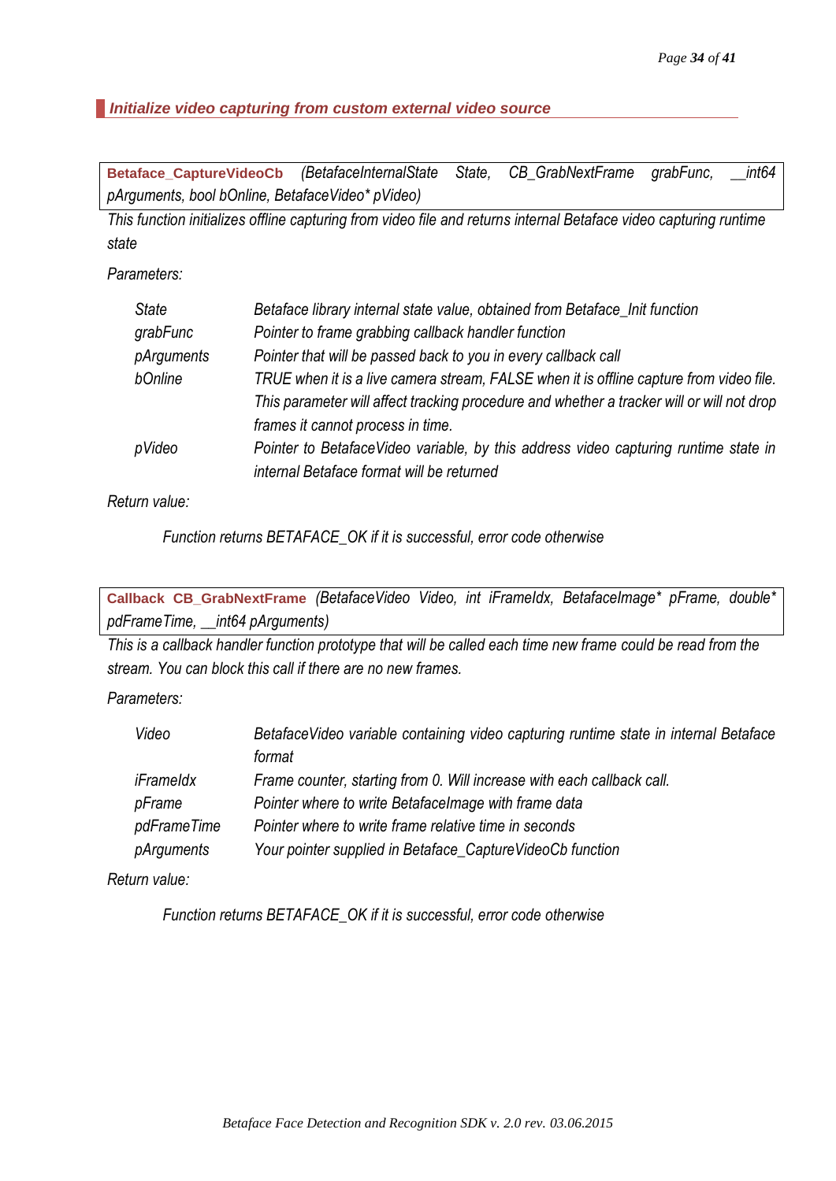### *Initialize video capturing from custom external video source*

**Betaface_CaptureVideoCb** *(BetafaceInternalState State, CB_GrabNextFrame grabFunc, __int64 pArguments, bool bOnline, BetafaceVideo* pVideo)*

*This function initializes offline capturing from video file and returns internal Betaface video capturing runtime state*

*Parameters:*

| | |
|---|---|
| *State* | *Betaface library internal state value, obtained from Betaface_Init function* |
| *grabFunc* | *Pointer to frame grabbing callback handler function* |
| *pArguments* | *Pointer that will be passed back to you in every callback call* |
| *bOnline* | *TRUE when it is a live camera stream, FALSE when it is offline capture from video file. This parameter will affect tracking procedure and whether a tracker will or will not drop frames it cannot process in time.* |
| *pVideo* | *Pointer to BetafaceVideo variable, by this address video capturing runtime state in internal Betaface format will be returned* |

*Return value:*

*Function returns BETAFACE_OK if it is successful, error code otherwise*

**Callback CB_GrabNextFrame** *(BetafaceVideo Video, int iFrameIdx, BetafaceImage* pFrame, double* pdFrameTime, __int64 pArguments)*

*This is a callback handler function prototype that will be called each time new frame could be read from the stream. You can block this call if there are no new frames.*

*Parameters:*

| | |
|---|---|
| *Video* | *BetafaceVideo variable containing video capturing runtime state in internal Betaface format* |
| *iFrameIdx* | *Frame counter, starting from 0. Will increase with each callback call.* |
| *pFrame* | *Pointer where to write BetafaceImage with frame data* |
| *pdFrameTime* | *Pointer where to write frame relative time in seconds* |
| *pArguments* | *Your pointer supplied in Betaface_CaptureVideoCb function* |

*Return value:*

*Function returns BETAFACE_OK if it is successful, error code otherwise*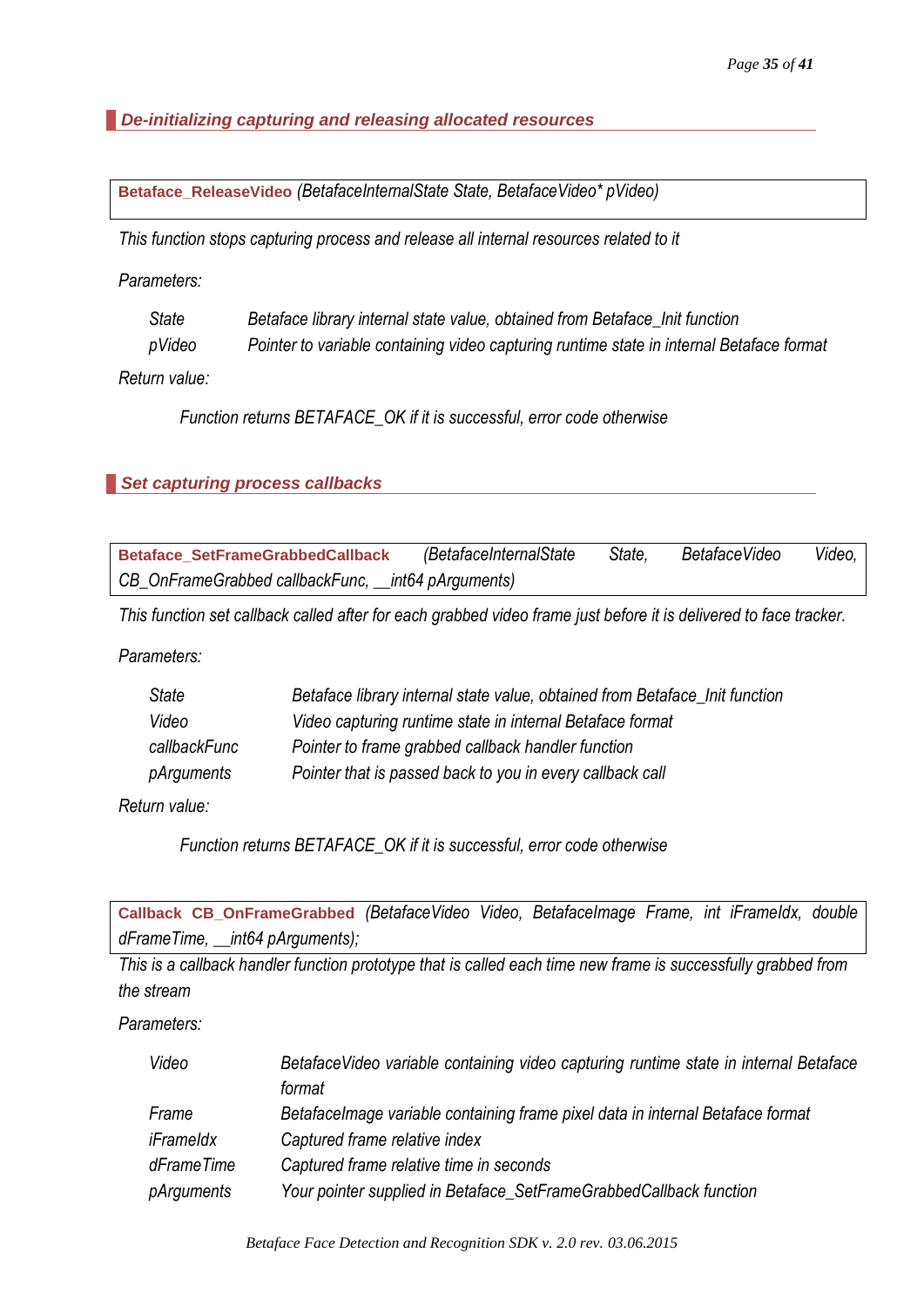## *De-initializing capturing and releasing allocated resources*

**Betaface_ReleaseVideo** *(BetafaceInternalState State, BetafaceVideo* pVideo)*

*This function stops capturing process and release all internal resources related to it*

*Parameters:*

| | |
|---|---|
| *State* | *Betaface library internal state value, obtained from Betaface_Init function* |
| *pVideo* | *Pointer to variable containing video capturing runtime state in internal Betaface format* |

*Return value:*

*Function returns BETAFACE_OK if it is successful, error code otherwise*

## *Set capturing process callbacks*

**Betaface_SetFrameGrabbedCallback** *(BetafaceInternalState State, BetafaceVideo Video, CB_OnFrameGrabbed callbackFunc, __int64 pArguments)*

*This function set callback called after for each grabbed video frame just before it is delivered to face tracker.*

*Parameters:*

| | |
|---|---|
| *State* | *Betaface library internal state value, obtained from Betaface_Init function* |
| *Video* | *Video capturing runtime state in internal Betaface format* |
| *callbackFunc* | *Pointer to frame grabbed callback handler function* |
| *pArguments* | *Pointer that is passed back to you in every callback call* |

*Return value:*

*Function returns BETAFACE_OK if it is successful, error code otherwise*

**Callback CB_OnFrameGrabbed** *(BetafaceVideo Video, BetafaceImage Frame, int iFrameIdx, double dFrameTime, __int64 pArguments);*

*This is a callback handler function prototype that is called each time new frame is successfully grabbed from the stream*

*Parameters:*

| | |
|---|---|
| *Video* | *BetafaceVideo variable containing video capturing runtime state in internal Betaface format* |
| *Frame* | *BetafaceImage variable containing frame pixel data in internal Betaface format* |
| *iFrameIdx* | *Captured frame relative index* |
| *dFrameTime* | *Captured frame relative time in seconds* |
| *pArguments* | *Your pointer supplied in Betaface_SetFrameGrabbedCallback function* |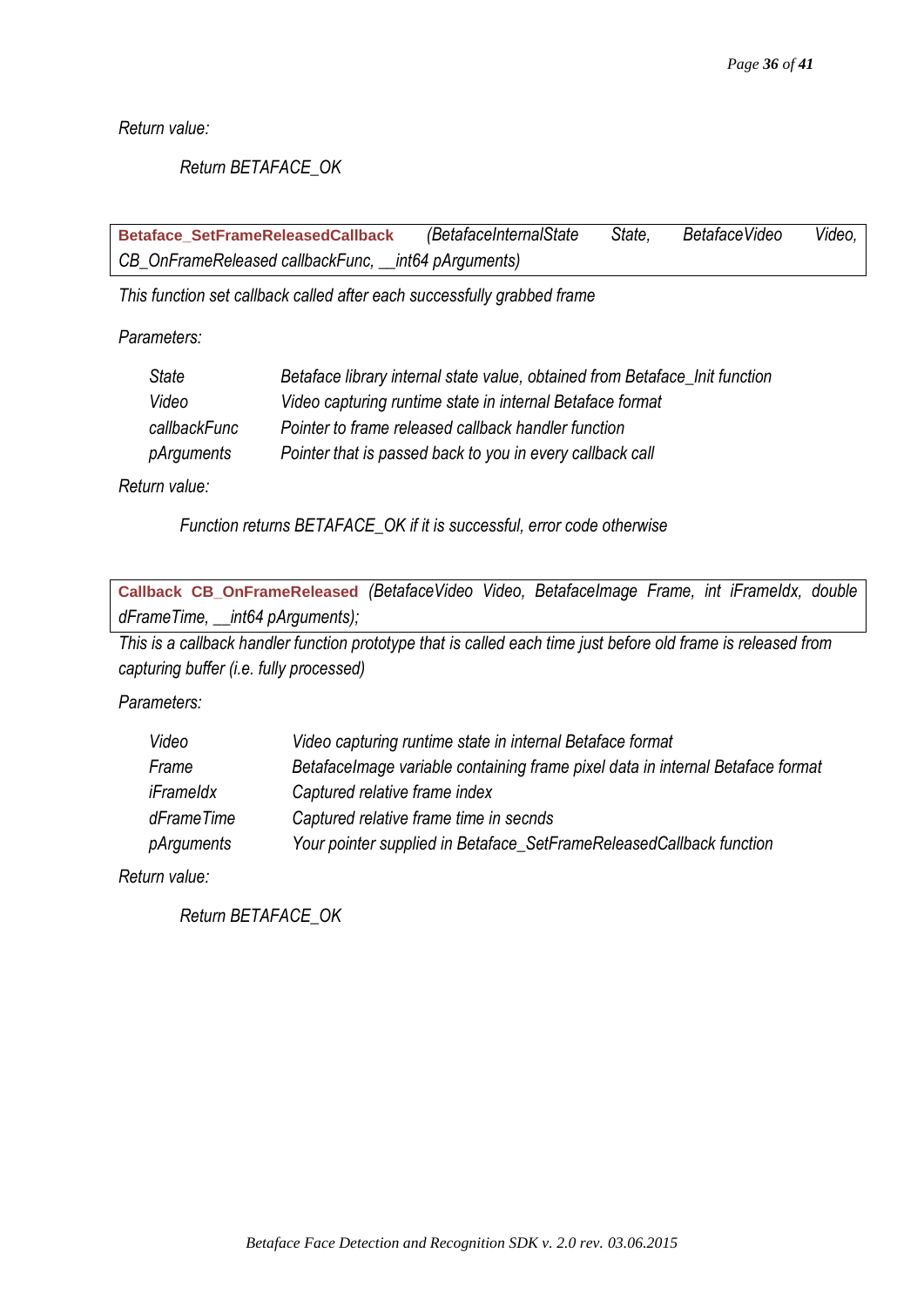*Return value:*

*Return BETAFACE_OK*

**Betaface_SetFrameReleasedCallback** *(BetafaceInternalState State, BetafaceVideo Video, CB_OnFrameReleased callbackFunc, __int64 pArguments)*

*This function set callback called after each successfully grabbed frame*

*Parameters:*

| | |
|---|---|
| *State* | *Betaface library internal state value, obtained from Betaface_Init function* |
| *Video* | *Video capturing runtime state in internal Betaface format* |
| *callbackFunc* | *Pointer to frame released callback handler function* |
| *pArguments* | *Pointer that is passed back to you in every callback call* |

*Return value:*

*Function returns BETAFACE_OK if it is successful, error code otherwise*

**Callback CB_OnFrameReleased** *(BetafaceVideo Video, BetafaceImage Frame, int iFrameIdx, double dFrameTime, __int64 pArguments);*

*This is a callback handler function prototype that is called each time just before old frame is released from capturing buffer (i.e. fully processed)*

*Parameters:*

| | |
|---|---|
| *Video* | *Video capturing runtime state in internal Betaface format* |
| *Frame* | *BetafaceImage variable containing frame pixel data in internal Betaface format* |
| *iFrameIdx* | *Captured relative frame index* |
| *dFrameTime* | *Captured relative frame time in secnds* |
| *pArguments* | *Your pointer supplied in Betaface_SetFrameReleasedCallback function* |

*Return value:*

*Return BETAFACE_OK*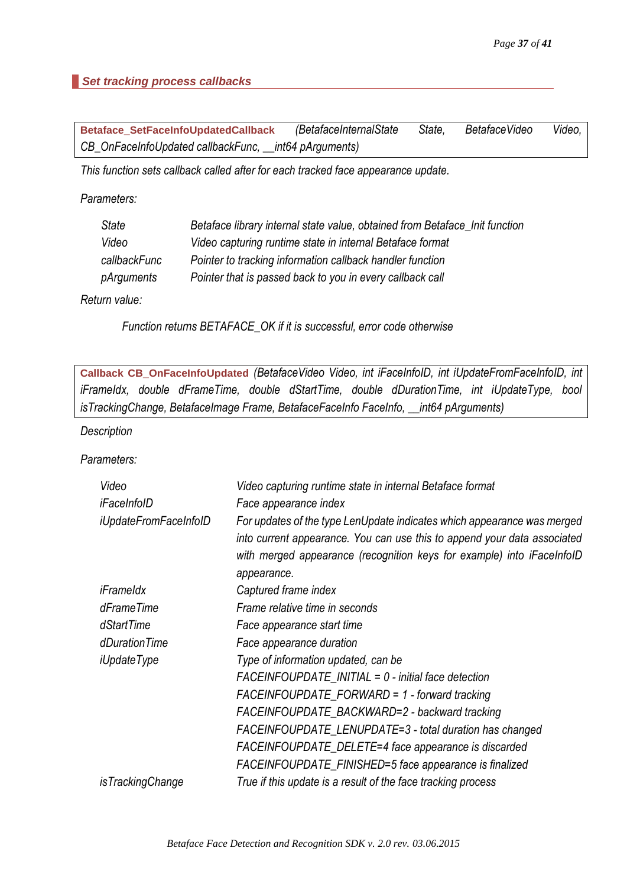## Set tracking process callbacks

**Betaface_SetFaceInfoUpdatedCallback** *(BetafaceInternalState State, BetafaceVideo Video, CB_OnFaceInfoUpdated callbackFunc, __int64 pArguments)*

*This function sets callback called after for each tracked face appearance update.*

*Parameters:*

| | |
|---|---|
| *State* | *Betaface library internal state value, obtained from Betaface_Init function* |
| *Video* | *Video capturing runtime state in internal Betaface format* |
| *callbackFunc* | *Pointer to tracking information callback handler function* |
| *pArguments* | *Pointer that is passed back to you in every callback call* |

*Return value:*

*Function returns BETAFACE_OK if it is successful, error code otherwise*

**Callback CB_OnFaceInfoUpdated** *(BetafaceVideo Video, int iFaceInfoID, int iUpdateFromFaceInfoID, int iFrameIdx, double dFrameTime, double dStartTime, double dDurationTime, int iUpdateType, bool isTrackingChange, BetafaceImage Frame, BetafaceFaceInfo FaceInfo, __int64 pArguments)*

*Description*

*Parameters:*

| | |
|---|---|
| *Video* | *Video capturing runtime state in internal Betaface format* |
| *iFaceInfoID* | *Face appearance index* |
| *iUpdateFromFaceInfoID* | *For updates of the type LenUpdate indicates which appearance was merged into current appearance. You can use this to append your data associated with merged appearance (recognition keys for example) into iFaceInfoID appearance.* |
| *iFrameIdx* | *Captured frame index* |
| *dFrameTime* | *Frame relative time in seconds* |
| *dStartTime* | *Face appearance start time* |
| *dDurationTime* | *Face appearance duration* |
| *iUpdateType* | *Type of information updated, can be*<br>*FACEINFOUPDATE_INITIAL = 0 - initial face detection*<br>*FACEINFOUPDATE_FORWARD = 1 - forward tracking*<br>*FACEINFOUPDATE_BACKWARD=2 - backward tracking*<br>*FACEINFOUPDATE_LENUPDATE=3 - total duration has changed*<br>*FACEINFOUPDATE_DELETE=4 face appearance is discarded*<br>*FACEINFOUPDATE_FINISHED=5 face appearance is finalized* |
| *isTrackingChange* | *True if this update is a result of the face tracking process* |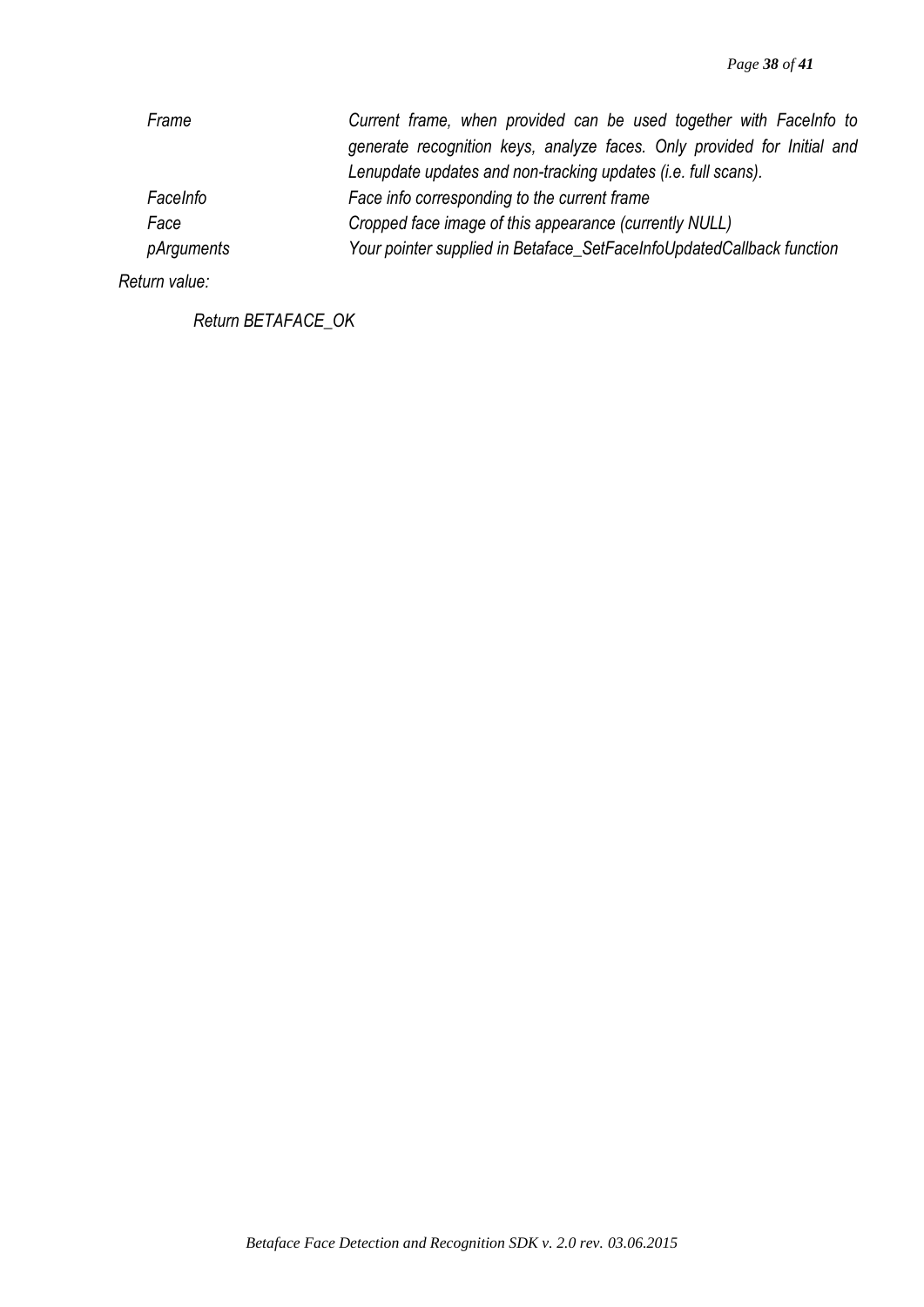| | |
|---|---|
| *Frame* | *Current frame, when provided can be used together with FaceInfo to generate recognition keys, analyze faces. Only provided for Initial and Lenupdate updates and non-tracking updates (i.e. full scans).* |
| *FaceInfo* | *Face info corresponding to the current frame* |
| *Face* | *Cropped face image of this appearance (currently NULL)* |
| *pArguments* | *Your pointer supplied in Betaface_SetFaceInfoUpdatedCallback function* |

*Return value:*

*Return BETAFACE_OK*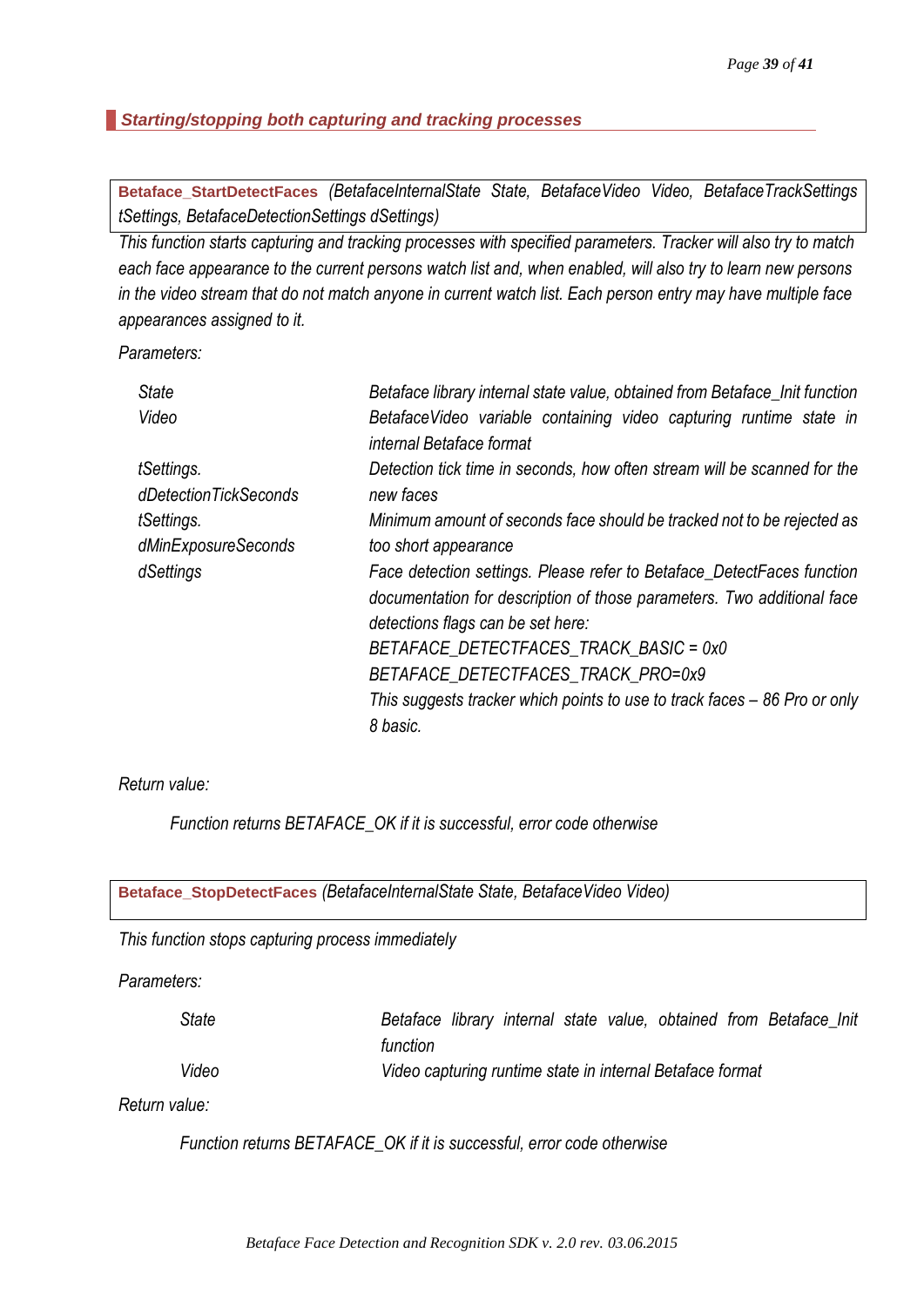### *Starting/stopping both capturing and tracking processes*

**Betaface_StartDetectFaces** *(BetafaceInternalState State, BetafaceVideo Video, BetafaceTrackSettings tSettings, BetafaceDetectionSettings dSettings)*

*This function starts capturing and tracking processes with specified parameters. Tracker will also try to match each face appearance to the current persons watch list and, when enabled, will also try to learn new persons in the video stream that do not match anyone in current watch list. Each person entry may have multiple face appearances assigned to it.*

*Parameters:*

| | |
|---|---|
| *State* | *Betaface library internal state value, obtained from Betaface_Init function* |
| *Video* | *BetafaceVideo variable containing video capturing runtime state in internal Betaface format* |
| *tSettings. dDetectionTickSeconds* | *Detection tick time in seconds, how often stream will be scanned for the new faces* |
| *tSettings. dMinExposureSeconds* | *Minimum amount of seconds face should be tracked not to be rejected as too short appearance* |
| *dSettings* | *Face detection settings. Please refer to Betaface_DetectFaces function documentation for description of those parameters. Two additional face detections flags can be set here: BETAFACE_DETECTFACES_TRACK_BASIC = 0x0 BETAFACE_DETECTFACES_TRACK_PRO=0x9 This suggests tracker which points to use to track faces – 86 Pro or only 8 basic.* |

*Return value:*

*Function returns BETAFACE_OK if it is successful, error code otherwise*

**Betaface_StopDetectFaces** *(BetafaceInternalState State, BetafaceVideo Video)*

*This function stops capturing process immediately*

*Parameters:*

| | |
|---|---|
| *State* | *Betaface library internal state value, obtained from Betaface_Init function* |
| *Video* | *Video capturing runtime state in internal Betaface format* |

*Return value:*

*Function returns BETAFACE_OK if it is successful, error code otherwise*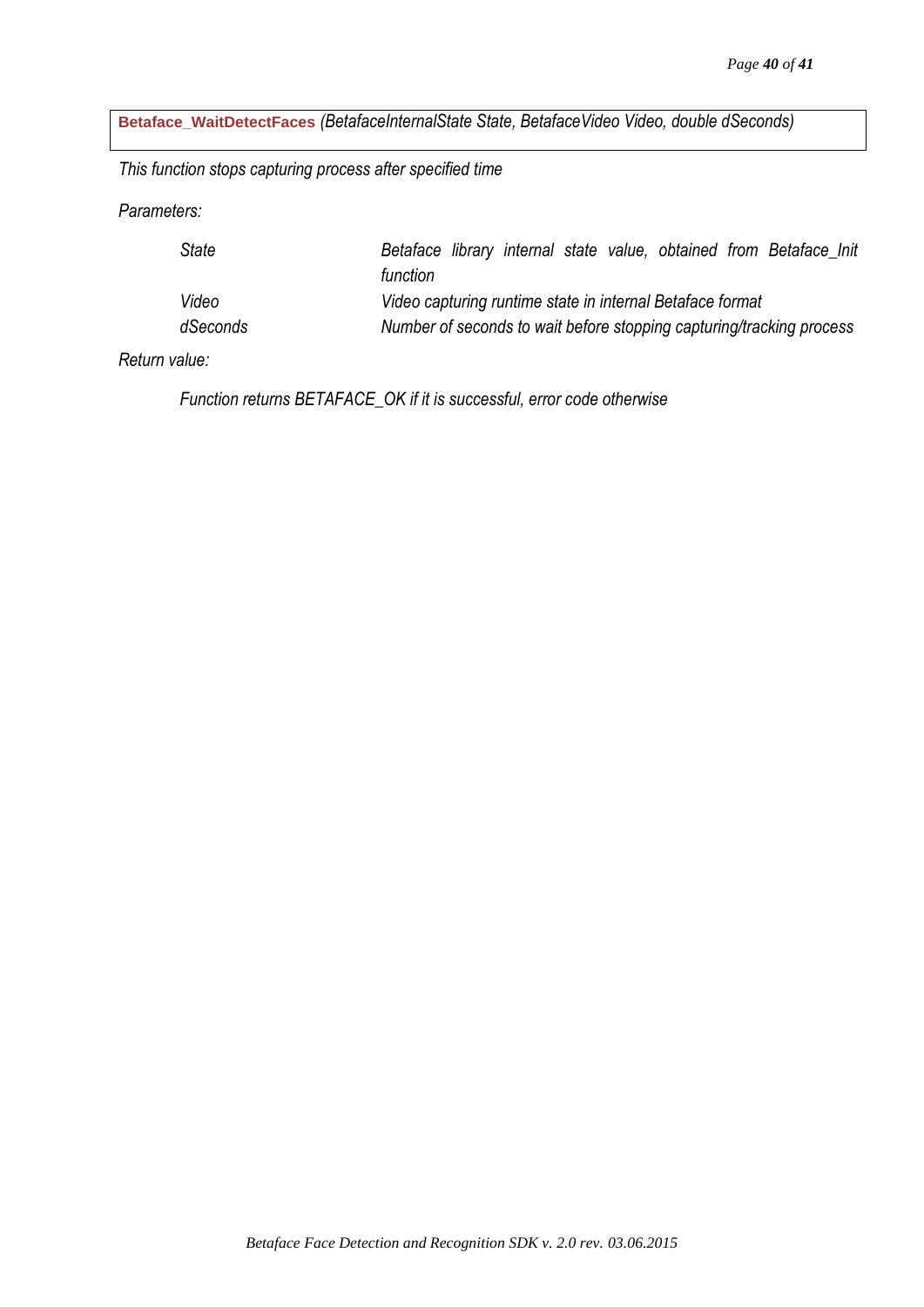**Betaface_WaitDetectFaces** *(BetafaceInternalState State, BetafaceVideo Video, double dSeconds)*

*This function stops capturing process after specified time*

*Parameters:*

| | |
|---|---|
| *State* | *Betaface library internal state value, obtained from Betaface_Init function* |
| *Video* | *Video capturing runtime state in internal Betaface format* |
| *dSeconds* | *Number of seconds to wait before stopping capturing/tracking process* |

*Return value:*

*Function returns BETAFACE_OK if it is successful, error code otherwise*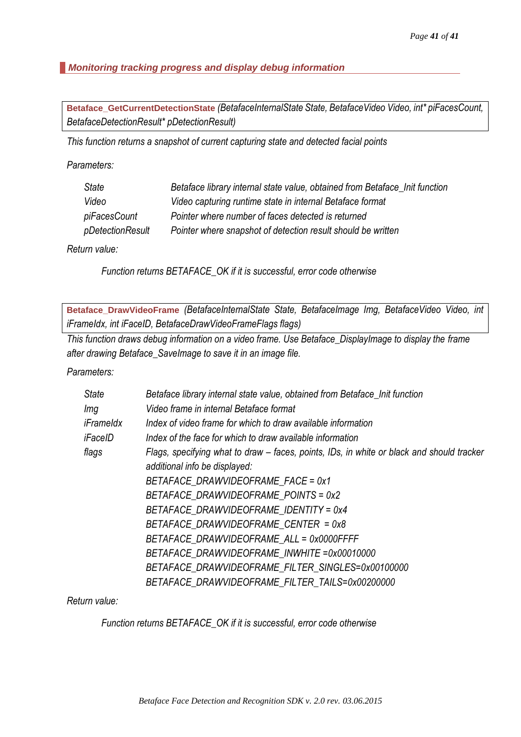### *Monitoring tracking progress and display debug information*

**Betaface_GetCurrentDetectionState** *(BetafaceInternalState State, BetafaceVideo Video, int* piFacesCount, BetafaceDetectionResult* pDetectionResult)*

*This function returns a snapshot of current capturing state and detected facial points*

*Parameters:*

| | |
|---|---|
| *State* | *Betaface library internal state value, obtained from Betaface_Init function* |
| *Video* | *Video capturing runtime state in internal Betaface format* |
| *piFacesCount* | *Pointer where number of faces detected is returned* |
| *pDetectionResult* | *Pointer where snapshot of detection result should be written* |

*Return value:*

*Function returns BETAFACE_OK if it is successful, error code otherwise*

**Betaface_DrawVideoFrame** *(BetafaceInternalState State, BetafaceImage Img, BetafaceVideo Video, int iFrameIdx, int iFaceID, BetafaceDrawVideoFrameFlags flags)*

*This function draws debug information on a video frame. Use Betaface_DisplayImage to display the frame after drawing Betaface_SaveImage to save it in an image file.*

*Parameters:*

| | |
|---|---|
| *State* | *Betaface library internal state value, obtained from Betaface_Init function* |
| *Img* | *Video frame in internal Betaface format* |
| *iFrameIdx* | *Index of video frame for which to draw available information* |
| *iFaceID* | *Index of the face for which to draw available information* |
| *flags* | *Flags, specifying what to draw – faces, points, IDs, in white or black and should tracker additional info be displayed:*<br>*BETAFACE_DRAWVIDEOFRAME_FACE = 0x1*<br>*BETAFACE_DRAWVIDEOFRAME_POINTS = 0x2*<br>*BETAFACE_DRAWVIDEOFRAME_IDENTITY = 0x4*<br>*BETAFACE_DRAWVIDEOFRAME_CENTER = 0x8*<br>*BETAFACE_DRAWVIDEOFRAME_ALL = 0x0000FFFF*<br>*BETAFACE_DRAWVIDEOFRAME_INWHITE =0x00010000*<br>*BETAFACE_DRAWVIDEOFRAME_FILTER_SINGLES=0x00100000*<br>*BETAFACE_DRAWVIDEOFRAME_FILTER_TAILS=0x00200000* |

*Return value:*

*Function returns BETAFACE_OK if it is successful, error code otherwise*